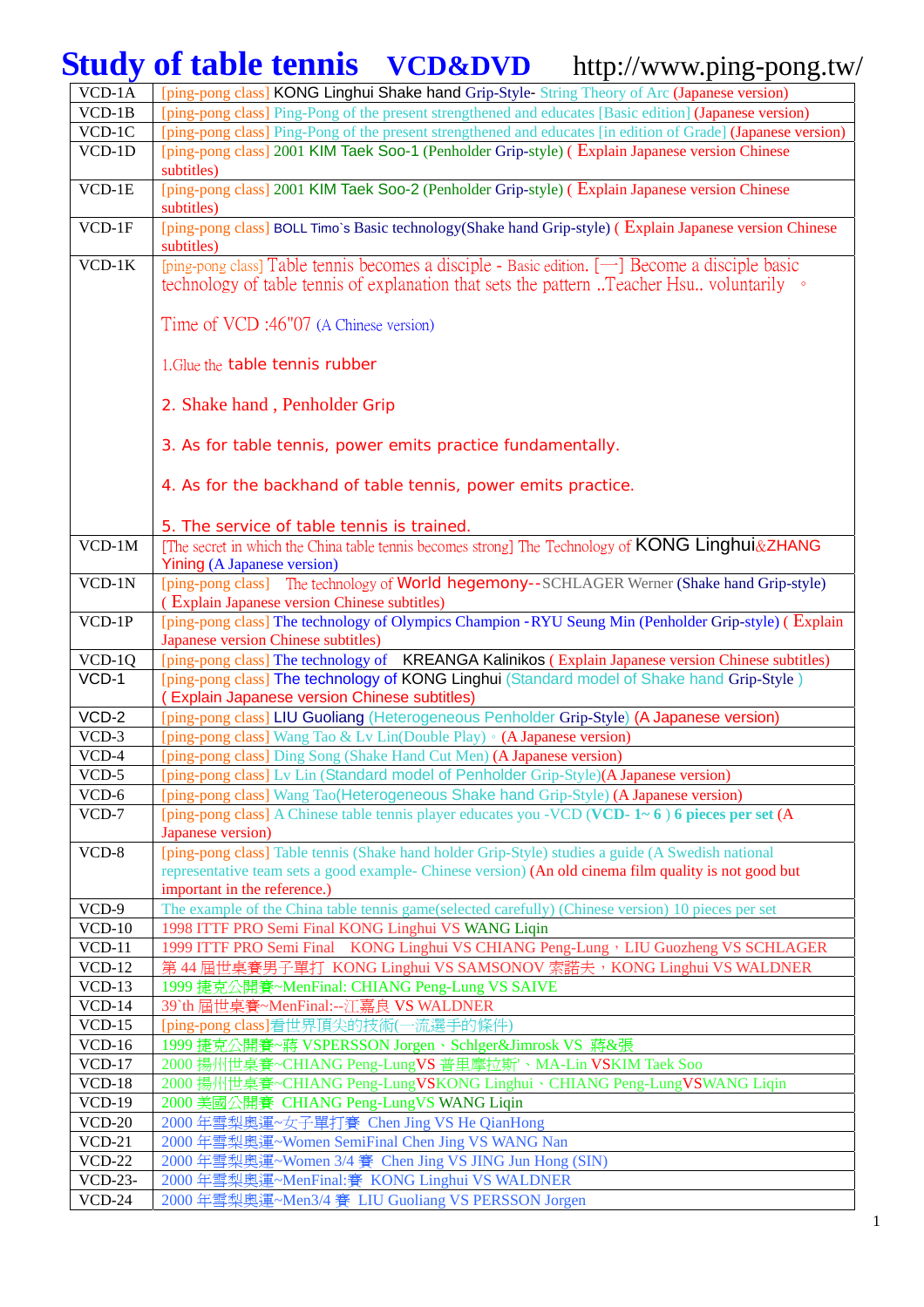# Study of table tennis VCD&DVD http://www.ping-pong.tw/

| | |
|---|---|
| VCD-1A | [ping-pong class] KONG Linghui Shake hand Grip-Style- String Theory of Arc (Japanese version) |
| VCD-1B | [ping-pong class] Ping-Pong of the present strengthened and educates [Basic edition] (Japanese version) |
| VCD-1C | [ping-pong class] Ping-Pong of the present strengthened and educates [in edition of Grade] (Japanese version) |
| VCD-1D | [ping-pong class] 2001 KIM Taek Soo-1 (Penholder Grip-style) ( Explain Japanese version Chinese subtitles) |
| VCD-1E | [ping-pong class] 2001 KIM Taek Soo-2 (Penholder Grip-style) ( Explain Japanese version Chinese subtitles) |
| VCD-1F | [ping-pong class] BOLL Timo`s Basic technology(Shake hand Grip-style) ( Explain Japanese version Chinese subtitles) |
| VCD-1K | [ping-pong class] Table tennis becomes a disciple - Basic edition. [一] Become a disciple basic technology of table tennis of explanation that sets the pattern ..Teacher Hsu.. voluntarily 。<br><br>Time of VCD :46"07 (A Chinese version)<br><br>1.Glue the table tennis rubber<br><br>2. Shake hand , Penholder Grip<br><br>3. As for table tennis, power emits practice fundamentally.<br><br>4. As for the backhand of table tennis, power emits practice.<br><br>5. The service of table tennis is trained. |
| VCD-1M | [The secret in which the China table tennis becomes strong] The Technology of KONG Linghui&ZHANG Yining (A Japanese version) |
| VCD-1N | [ping-pong class] The technology of World hegemony--SCHLAGER Werner (Shake hand Grip-style) ( Explain Japanese version Chinese subtitles) |
| VCD-1P | [ping-pong class] The technology of Olympics Champion -RYU Seung Min (Penholder Grip-style) ( Explain Japanese version Chinese subtitles) |
| VCD-1Q | [ping-pong class] The technology of KREANGA Kalinikos ( Explain Japanese version Chinese subtitles) |
| VCD-1 | [ping-pong class] The technology of KONG Linghui (Standard model of Shake hand Grip-Style ) ( Explain Japanese version Chinese subtitles) |
| VCD-2 | [ping-pong class] LIU Guoliang (Heterogeneous Penholder Grip-Style) (A Japanese version) |
| VCD-3 | [ping-pong class] Wang Tao & Lv Lin(Double Play)。(A Japanese version) |
| VCD-4 | [ping-pong class] Ding Song (Shake Hand Cut Men) (A Japanese version) |
| VCD-5 | [ping-pong class] Lv Lin (Standard model of Penholder Grip-Style)(A Japanese version) |
| VCD-6 | [ping-pong class] Wang Tao(Heterogeneous Shake hand Grip-Style) (A Japanese version) |
| VCD-7 | [ping-pong class] A Chinese table tennis player educates you -VCD (VCD- 1~ 6 ) 6 pieces per set (A Japanese version) |
| VCD-8 | [ping-pong class] Table tennis (Shake hand holder Grip-Style) studies a guide (A Swedish national representative team sets a good example- Chinese version) (An old cinema film quality is not good but important in the reference.) |
| VCD-9 | The example of the China table tennis game(selected carefully) (Chinese version) 10 pieces per set |
| VCD-10 | 1998 ITTF PRO Semi Final KONG Linghui VS WANG Liqin |
| VCD-11 | 1999 ITTF PRO Semi Final KONG Linghui VS CHIANG Peng-Lung，LIU Guozheng VS SCHLAGER |
| VCD-12 | 第 44 屆世桌賽男子單打 KONG Linghui VS SAMSONOV 索諾夫，KONG Linghui VS WALDNER |
| VCD-13 | 1999 捷克公開賽~MenFinal: CHIANG Peng-Lung VS SAIVE |
| VCD-14 | 39`th 屆世桌賽~MenFinal:--江嘉良 VS WALDNER |
| VCD-15 | [ping-pong class]看世界頂尖的技術(一流選手的條件) |
| VCD-16 | 1999 捷克公開賽~蔣 VSPERSSON Jorgen、Schlger&Jimrosk VS 蔣&張 |
| VCD-17 | 2000 揚州世桌賽~CHIANG Peng-LungVS 普里默拉斯、MA-Lin VSKIM Taek Soo |
| VCD-18 | 2000 揚州世桌賽~CHIANG Peng-LungVSKONG Linghui、CHIANG Peng-LungVSWANG Liqin |
| VCD-19 | 2000 美國公開賽 CHIANG Peng-LungVS WANG Liqin |
| VCD-20 | 2000 年雪梨奧運~女子單打賽 Chen Jing VS He QianHong |
| VCD-21 | 2000 年雪梨奧運~Women SemiFinal Chen Jing VS WANG Nan |
| VCD-22 | 2000 年雪梨奧運~Women 3/4 賽 Chen Jing VS JING Jun Hong (SIN) |
| VCD-23- | 2000 年雪梨奧運~MenFinal:賽 KONG Linghui VS WALDNER |
| VCD-24 | 2000 年雪梨奧運~Men3/4 賽 LIU Guoliang VS PERSSON Jorgen |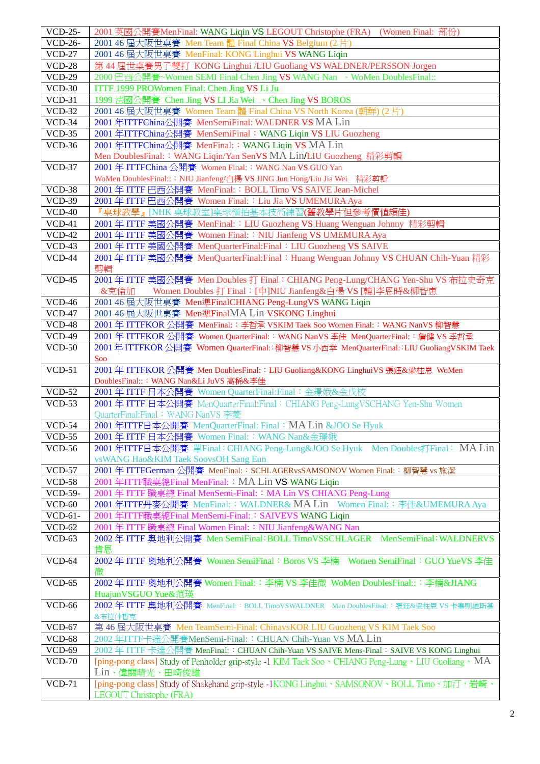| VCD-25- | 2001 英國公開賽MenFinal: WANG Liqin VS LEGOUT Christophe (FRA) (Women Final: 部份) |
|---|---|
| VCD-26- | 2001 46 屆大阪世桌賽 Men Team 體 Final China VS Belgium (2 片) |
| VCD-27 | 2001 46 屆大阪世桌賽 MenFinal: KONG Linghui VS WANG Liqin |
| VCD-28 | 第 44 屆世桌賽男子雙打 KONG Linghui /LIU Guoliang VS WALDNER/PERSSON Jorgen |
| VCD-29 | 2000 巴西公開賽~Women SEMI Final Chen Jing VS WANG Nan 、WoMen DoublesFinal:: |
| VCD-30 | ITTF 1999 PROWomen Final: Chen Jing VS Li Ju |
| VCD-31 | 1999 法國公開賽 Chen Jing VS LI Jia Wei 、Chen Jing VS BOROS |
| VCD-32 | 2001 46 屆大阪世桌賽 Women Team 體 Final China VS North Korea (朝鮮) (2 片) |
| VCD-34 | 2001 年ITTFChina公開賽 MenSemiFinal: WALDNER VS MA Lin |
| VCD-35 | 2001 年ITTFChina公開賽 MenSemiFinal：WANG Liqin VS LIU Guozheng |
| VCD-36 | 2001 年ITTFChina公開賽 MenFinal:：WANG Liqin VS MA Lin<br>Men DoublesFinal:：WANG Liqin/Yan SenVS MA Lin/LIU Guozheng 精彩剪輯 |
| VCD-37 | 2001 年 ITTFChina 公開賽 Women Final:：WANG Nan VS GUO Yan<br>WoMen DoublesFinal::：NIU Jianfeng/白楊 VS JING Jun Hong/Liu Jia Wei 精彩剪輯 |
| VCD-38 | 2001 年 ITTF 巴西公開賽 MenFinal:：BOLL Timo VS SAIVE Jean-Michel |
| VCD-39 | 2001 年 ITTF 巴西公開賽 Women Final:：Liu Jia VS UMEMURA Aya |
| VCD-40 | 『桌球教學』[NHK 桌球教室]桌球橫拍基本技術練習(舊教學片但參考價值頗佳) |
| VCD-41 | 2001 年 ITTF 美國公開賽 MenFinal:：LIU Guozheng VS Huang Wenguan Johnny 精彩剪輯 |
| VCD-42 | 2001 年 ITTF 美國公開賽 Women Final:：NIU Jianfeng VS UMEMURA Aya |
| VCD-43 | 2001 年 ITTF 美國公開賽 MenQuarterFinal:Final：LIU Guozheng VS SAIVE |
| VCD-44 | 2001 年 ITTF 美國公開賽 MenQuarterFinal:Final：Huang Wenguan Johnny VS CHUAN Chih-Yuan 精彩剪輯 |
| VCD-45 | 2001 年 ITTF 美國公開賽 Men Doubles 打 Final：CHIANG Peng-Lung/CHANG Yen-Shu VS 布拉史奇克&克倫加 Women Doubles 打 Final：[中]NIU Jianfeng&白楊 VS [韓]李恩時&柳智惠 |
| VCD-46 | 2001 46 屆大阪世桌賽 Men準FinalCHIANG Peng-LungVS WANG Liqin |
| VCD-47 | 2001 46 屆大阪世桌賽 Men準FinalMA Lin VSKONG Linghui |
| VCD-48 | 2001 年 ITTFKOR 公開賽 MenFinal:：李哲承 VSKIM Taek Soo Women Final:：WANG NanVS 柳智慧 |
| VCD-49 | 2001 年 ITTFKOR 公開賽 Women QuarterFinal:：WANG NanVS 李佳 MenQuarterFinal:：詹健 VS 李哲承 |
| VCD-50 | 2001 年 ITTFKOR 公開賽 Women QuarterFinal:：柳智慧 VS 小西幸 MenQuarterFinal:：LIU GuoliangVSKIM Taek Soo |
| VCD-51 | 2001 年 ITTFKOR 公開賽 Men DoublesFinal:：LIU Guoliang&KONG LinghuiVS 張鈺&梁柱恩 WoMen DoublesFinal::：WANG Nan&Li JuVS 高楠&李佳 |
| VCD-52 | 2001 年 ITTF 日本公開賽 Women QuarterFinal:Final：金璟娥&金戊校 |
| VCD-53 | 2001 年 ITTF 日本公開賽 MenQuarterFinal:Final：CHIANG Peng-LungVSCHANG Yen-Shu Women QuarterFinal:Final：WANG NanVS 李菱 |
| VCD-54 | 2001 年ITTF日本公開賽 MenQuarterFinal: Final：MA Lin &JOO Se Hyuk |
| VCD-55 | 2001 年 ITTF 日本公開賽 Women Final:：WANG Nan&金璟娥 |
| VCD-56 | 2001 年ITTF日本公開賽 單Final：CHIANG Peng-Lung&JOO Se Hyuk Men Doubles打Final：MA Lin vsWANG Hao&KIM Taek SoovsOH Sang Eun |
| VCD-57 | 2001 年 ITTFGerman 公開賽 MenFinal:：SCHLAGERvsSAMSONOV Women Final:：柳智慧 vs 施潔 |
| VCD-58 | 2001 年ITTF職桌總Final MenFinal:：MA Lin VS WANG Liqin |
| VCD-59- | 2001 年 ITTF 職桌總 Final MenSemi-Final:：MA Lin VS CHIANG Peng-Lung |
| VCD-60 | 2001 年ITTF丹麥公開賽 MenFinal:：WALDNER& MA Lin Women Final:：李佳&UMEMURA Aya |
| VCD-61- | 2001 年ITTF職桌總Final MenSemi-Final:：SAIVEVS WANG Liqin |
| VCD-62 | 2001 年 ITTF 職桌總 Final Women Final:：NIU Jianfeng&WANG Nan |
| VCD-63 | 2002 年 ITTF 奧地利公開賽 Men SemiFinal：BOLL TimoVSSCHLAGER MenSemiFinal：WALDNERVS 肯恩 |
| VCD-64 | 2002 年 ITTF 奧地利公開賽 Women SemiFinal：Boros VS 李楠 Women SemiFinal：GUO YueVS 李佳微 |
| VCD-65 | 2002 年 ITTF 奧地利公開賽 Women Final:：李楠 VS 李佳微 WoMen DoublesFinal::：李楠&JIANG HuajunVSGUO Yue&范瑛 |
| VCD-66 | 2002 年 ITTF 奧地利公開賽 MenFinal:：BOLL TimoVSWALDNER Men DoublesFinal:：張鈺&梁柱恩 VS 卡塞則維斯基&布拉什哲克 |
| VCD-67 | 第 46 屆大阪世桌賽 Men TeamSemi-Final: ChinavsKOR LIU Guozheng VS KIM Taek Soo |
| VCD-68 | 2002 年ITTF卡達公開賽MenSemi-Final:：CHUAN Chih-Yuan VS MA Lin |
| VCD-69 | 2002 年 ITTF 卡達公開賽 MenFinal:：CHUAN Chih-Yuan VS SAIVE Mens-Final：SAIVE VS KONG Linghui |
| VCD-70 | [ping-pong class] Study of Penholder grip-style -1 KIM Taek Soo、CHIANG Peng-Lung、LIU Guoliang、MA Lin、偉關晴光、田崎俊雄 |
| VCD-71 | [ping-pong class] Study of Shakehand grip-style -1KONG Linghui、SAMSONOV、BOLL Timo、加汀，岩崎、LEGOUT Christophe (FRA) |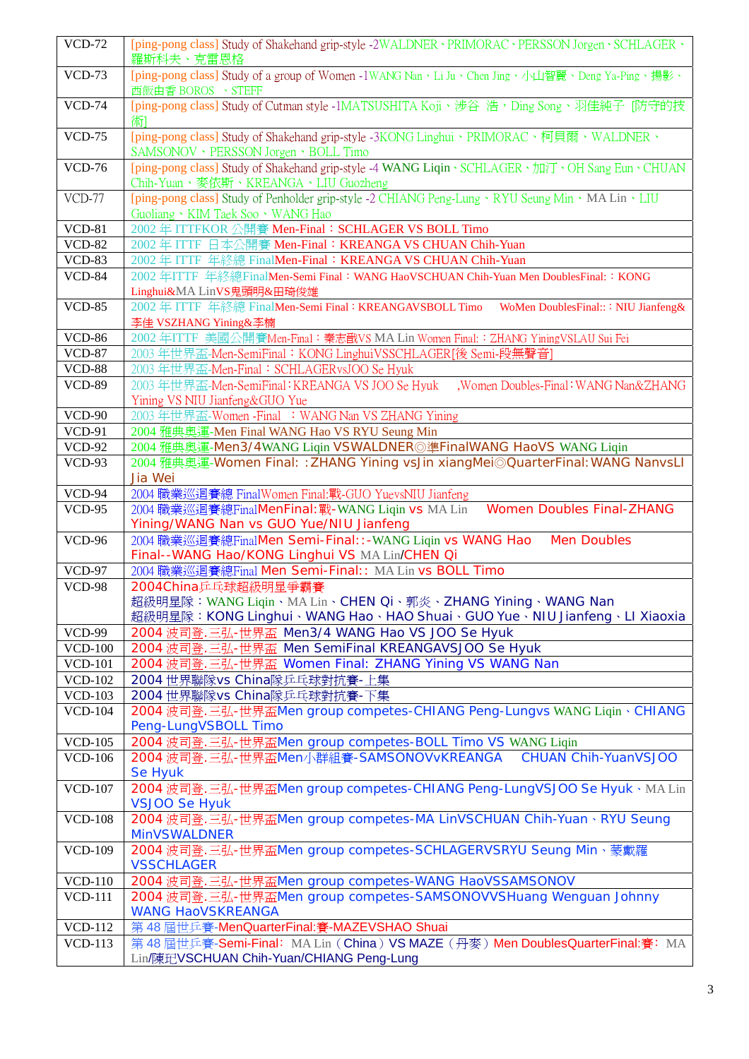| VCD-72 | [ping-pong class] Study of Shakehand grip-style -2WALDNER、PRIMORAC、PERSSON Jorgen、SCHLAGER、羅斯科夫、克雷恩格 |
|---|---|
| VCD-73 | [ping-pong class] Study of a group of Women -1WANG Nan、Li Ju、Chen Jing、小山智麗、Deng Ya-Ping、揚影、西飯由香 BOROS 、STEFF |
| VCD-74 | [ping-pong class] Study of Cutman style -1MATSUSHITA Koji、涉谷 浩，Ding Song、羽佳純子 [防守的技術] |
| VCD-75 | [ping-pong class] Study of Shakehand grip-style -3KONG Linghui、PRIMORAC、柯貝爾、WALDNER、SAMSONOV、PERSSON Jorgen、BOLL Timo |
| VCD-76 | [ping-pong class] Study of Shakehand grip-style -4 WANG Liqin、SCHLAGER、加汀、OH Sang Eun、CHUAN Chih-Yuan、麥依斯、KREANGA、LIU Guozheng |
| VCD-77 | [ping-pong class] Study of Penholder grip-style -2 CHIANG Peng-Lung、RYU Seung Min、MA Lin、LIU Guoliang、KIM Taek Soo、WANG Hao |
| VCD-81 | 2002 年 ITTFKOR 公開賽 Men-Final：SCHLAGER VS BOLL Timo |
| VCD-82 | 2002 年 ITTF 日本公開賽 Men-Final：KREANGA VS CHUAN Chih-Yuan |
| VCD-83 | 2002 年 ITTF 年終總 FinalMen-Final：KREANGA VS CHUAN Chih-Yuan |
| VCD-84 | 2002 年ITTF 年終總FinalMen-Semi Final：WANG HaoVSCHUAN Chih-Yuan Men DoublesFinal:：KONG Linghui&MA LinVS鬼頭明&田琦俊雄 |
| VCD-85 | 2002 年 ITTF 年終總 FinalMen-Semi Final：KREANGAVSBOLL Timo WoMen DoublesFinal::：NIU Jianfeng&李佳 VSZHANG Yining&李楠 |
| VCD-86 | 2002 年ITTF 美國公開賽Men-Final：秦志戩VS MA Lin Women Final:：ZHANG YiningVSLAU Sui Fei |
| VCD-87 | 2003 年世界盃-Men-SemiFinal：KONG LinghuiVSSCHLAGER[後 Semi-段無聲音] |
| VCD-88 | 2003 年世界盃-Men-Final：SCHLAGERvsJOO Se Hyuk |
| VCD-89 | 2003 年世界盃-Men-SemiFinal：KREANGA VS JOO Se Hyuk ,Women Doubles-Final：WANG Nan&ZHANG Yining VS NIU Jianfeng&GUO Yue |
| VCD-90 | 2003 年世界盃-Women -Final ：WANG Nan VS ZHANG Yining |
| VCD-91 | 2004 雅典奧運-Men Final WANG Hao VS RYU Seung Min |
| VCD-92 | 2004 雅典奧運-Men3/4WANG Liqin VSWALDNER◎準FinalWANG HaoVS WANG Liqin |
| VCD-93 | 2004 雅典奧運-Women Final: :ZHANG Yining vsJin xiangMei◎QuarterFinal:WANG NanvsLI Jia Wei |
| VCD-94 | 2004 職業巡迴賽總 FinalWomen Final:戰-GUO YuevsNIU Jianfeng |
| VCD-95 | 2004 職業巡迴賽總FinalMenFinal:戰-WANG Liqin vs MA Lin Women Doubles Final-ZHANG Yining/WANG Nan vs GUO Yue/NIU Jianfeng |
| VCD-96 | 2004 職業巡迴賽總FinalMen Semi-Final::-WANG Liqin vs WANG Hao Men Doubles Final--WANG Hao/KONG Linghui VS MA Lin/CHEN Qi |
| VCD-97 | 2004 職業巡迴賽總Final Men Semi-Final:: MA Lin vs BOLL Timo |
| VCD-98 | 2004China乒乓球超級明星爭霸賽<br>超級明星隊：WANG Liqin、MA Lin、CHEN Qi、郭炎、ZHANG Yining、WANG Nan<br>超級明星隊：KONG Linghui、WANG Hao、HAO Shuai、GUO Yue、NIU Jianfeng、LI Xiaoxia |
| VCD-99 | 2004 波司登.三弘-世界盃 Men3/4 WANG Hao VS JOO Se Hyuk |
| VCD-100 | 2004 波司登.三弘-世界盃 Men SemiFinal KREANGAVSJOO Se Hyuk |
| VCD-101 | 2004 波司登.三弘-世界盃 Women Final: ZHANG Yining VS WANG Nan |
| VCD-102 | 2004 世界聯隊vs China隊乒乓球對抗賽-上集 |
| VCD-103 | 2004 世界聯隊vs China隊乒乓球對抗賽-下集 |
| VCD-104 | 2004 波司登.三弘-世界盃Men group competes-CHIANG Peng-Lungvs WANG Liqin、CHIANG Peng-LungVSBOLL Timo |
| VCD-105 | 2004 波司登.三弘-世界盃Men group competes-BOLL Timo VS WANG Liqin |
| VCD-106 | 2004 波司登.三弘-世界盃Men小群組賽-SAMSONOVvKREANGA CHUAN Chih-YuanVSJOO Se Hyuk |
| VCD-107 | 2004 波司登.三弘-世界盃Men group competes-CHIANG Peng-LungVSJOO Se Hyuk、MA Lin VSJOO Se Hyuk |
| VCD-108 | 2004 波司登.三弘-世界盃Men group competes-MA LinVSCHUAN Chih-Yuan、RYU Seung MinVSWALDNER |
| VCD-109 | 2004 波司登.三弘-世界盃Men group competes-SCHLAGERVSRYU Seung Min、蒙戴羅 VSSCHLAGER |
| VCD-110 | 2004 波司登.三弘-世界盃Men group competes-WANG HaoVSSAMSONOV |
| VCD-111 | 2004 波司登.三弘-世界盃Men group competes-SAMSONOVVSHuang Wenguan Johnny WANG HaoVSKREANGA |
| VCD-112 | 第 48 屆世乒賽-MenQuarterFinal:賽-MAZEVSHAO Shuai |
| VCD-113 | 第 48 屆世乒賽-Semi-Final: MA Lin（China）VS MAZE（丹麥）Men DoublesQuarterFinal:賽: MA Lin/陳玘VSCHUAN Chih-Yuan/CHIANG Peng-Lung |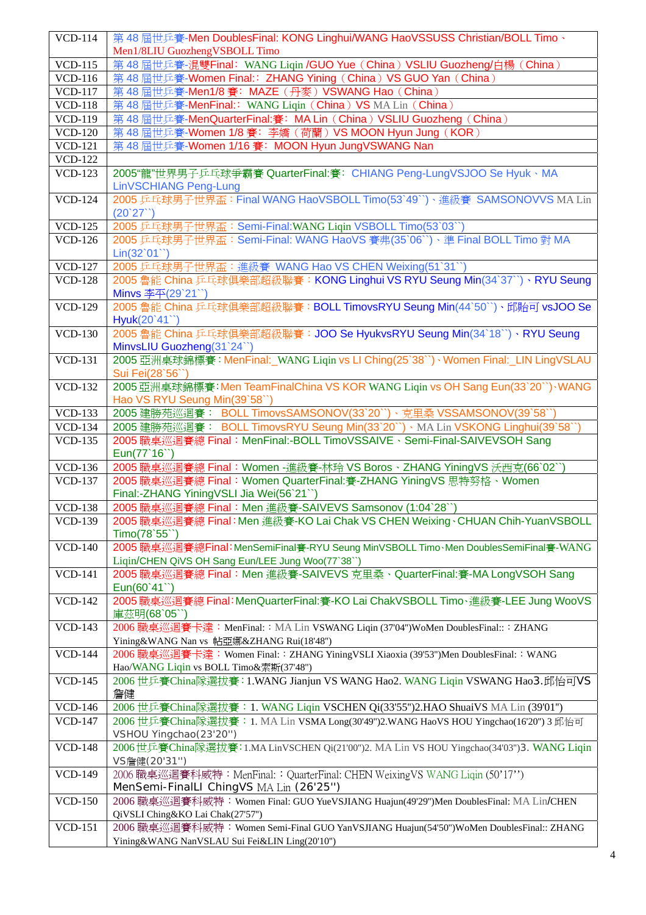| | |
|---|---|
| VCD-114 | 第 48 屆世乒賽-Men DoublesFinal: KONG Linghui/WANG HaoVSSUSS Christian/BOLL Timo、Men1/8LIU GuozhengVSBOLL Timo |
| VCD-115 | 第 48 屆世乒賽-混雙Final: WANG Liqin /GUO Yue（China）VSLIU Guozheng/白楊（China） |
| VCD-116 | 第 48 屆世乒賽-Women Final:: ZHANG Yining（China）VS GUO Yan（China） |
| VCD-117 | 第 48 屆世乒賽-Men1/8 賽: MAZE（丹麥）VSWANG Hao（China） |
| VCD-118 | 第 48 屆世乒賽-MenFinal:: WANG Liqin（China）VS MA Lin（China） |
| VCD-119 | 第 48 屆世乒賽-MenQuarterFinal:賽: MA Lin（China）VSLIU Guozheng（China） |
| VCD-120 | 第 48 屆世乒賽-Women 1/8 賽: 李嬌（荷蘭）VS MOON Hyun Jung（KOR） |
| VCD-121 | 第 48 屆世乒賽-Women 1/16 賽: MOON Hyun JungVSWANG Nan |
| VCD-122 | |
| VCD-123 | 2005"龍"世界男子乒乓球爭霸賽 QuarterFinal:賽: CHIANG Peng-LungVSJOO Se Hyuk、MA LinVSCHIANG Peng-Lung |
| VCD-124 | 2005 乒乓球男子世界盃：Final WANG HaoVSBOLL Timo(53`49``)、進級賽 SAMSONOVVS MA Lin (20`27``) |
| VCD-125 | 2005 乒乓球男子世界盃：Semi-Final:WANG Liqin VSBOLL Timo(53`03``) |
| VCD-126 | 2005 乒乓球男子世界盃：Semi-Final: WANG HaoVS 賽弗(35`06``)、準 Final BOLL Timo 對 MA Lin(32`01``) |
| VCD-127 | 2005 乒乓球男子世界盃：進級賽 WANG Hao VS CHEN Weixing(51`31``) |
| VCD-128 | 2005 魯能 China 乒乓球俱樂部超級聯賽：KONG Linghui VS RYU Seung Min(34`37``)、RYU Seung Minvs 李平(29`21``) |
| VCD-129 | 2005 魯能 China 乒乓球俱樂部超級聯賽：BOLL TimovsRYU Seung Min(44`50``)、邱貽可 vsJOO Se Hyuk(20`41``) |
| VCD-130 | 2005 魯能 China 乒乓球俱樂部超級聯賽：JOO Se HyukvsRYU Seung Min(34`18``)、RYU Seung MinvsLIU Guozheng(31`24``) |
| VCD-131 | 2005 亞洲桌球錦標賽：MenFinal:_WANG Liqin vs LI Ching(25`38``)、Women Final:_LIN LingVSLAU Sui Fei(28`56``) |
| VCD-132 | 2005 亞洲桌球錦標賽：Men TeamFinalChina VS KOR WANG Liqin vs OH Sang Eun(33`20``)、WANG Hao VS RYU Seung Min(39`58``) |
| VCD-133 | 2005 建勝苑巡迴賽： BOLL TimovsSAMSONOV(33`20``)、克里桑 VSSAMSONOV(39`58``) |
| VCD-134 | 2005 建勝苑巡迴賽： BOLL TimovsRYU Seung Min(33`20``)、MA Lin VSKONG Linghui(39`58``) |
| VCD-135 | 2005 職桌巡迴賽總 Final：MenFinal:-BOLL TimoVSSAIVE、Semi-Final-SAIVEVSOH Sang Eun(77`16``) |
| VCD-136 | 2005 職桌巡迴賽總 Final：Women -進級賽-林玲 VS Boros、ZHANG YiningVS 沃西克(66`02``) |
| VCD-137 | 2005 職桌巡迴賽總 Final：Women QuarterFinal:賽-ZHANG YiningVS 思特努格、Women Final:-ZHANG YiningVSLI Jia Wei(56`21``) |
| VCD-138 | 2005 職桌巡迴賽總 Final：Men 進級賽-SAIVEVS Samsonov (1:04`28``) |
| VCD-139 | 2005 職桌巡迴賽總 Final：Men 進級賽-KO Lai Chak VS CHEN Weixing、CHUAN Chih-YuanVSBOLL Timo(78`55``) |
| VCD-140 | 2005 職桌巡迴賽總Final：MenSemiFinal賽-RYU Seung MinVSBOLL Timo、Men DoublesSemiFinal賽-WANG Liqin/CHEN QiVS OH Sang Eun/LEE Jung Woo(77`38``) |
| VCD-141 | 2005 職桌巡迴賽總 Final：Men 進級賽-SAIVEVS 克里桑、QuarterFinal:賽-MA LongVSOH Sang Eun(60`41``) |
| VCD-142 | 2005 職桌巡迴賽總 Final：MenQuarterFinal:賽-KO Lai ChakVSBOLL Timo、進級賽-LEE Jung WooVS 庫茲明(68`05``) |
| VCD-143 | 2006 職桌巡迴賽卡達：MenFinal:：MA Lin VSWANG Liqin (37'04")WoMen DoublesFinal::：ZHANG Yining&WANG Nan vs 帖亞娜&ZHANG Rui(18'48") |
| VCD-144 | 2006 職桌巡迴賽卡達：Women Final:：ZHANG YiningVSLI Xiaoxia (39'53")Men DoublesFinal:：WANG Hao/WANG Liqin vs BOLL Timo&索斯(37'48") |
| VCD-145 | 2006 世乒賽China隊選拔賽：1.WANG Jianjun VS WANG Hao2. WANG Liqin VSWANG Hao3.邱怡可VS 詹健 |
| VCD-146 | 2006 世乒賽China隊選拔賽：1. WANG Liqin VSCHEN Qi(33'55")2.HAO ShuaiVS MA Lin (39'01") |
| VCD-147 | 2006 世乒賽China隊選拔賽：1. MA Lin VSMA Long(30'49")2.WANG HaoVS HOU Yingchao(16'20") 3 邱怡可 VSHOU Yingchao(23'20") |
| VCD-148 | 2006世乒賽China隊選拔賽：1.MA LinVSCHEN Qi(21'00")2. MA Lin VS HOU Yingchao(34'03")3. WANG Liqin VS詹健(20'31") |
| VCD-149 | 2006 職桌巡迴賽科威特：MenFinal:：QuarterFinal: CHEN WeixingVS WANG Liqin (50'17'')MenSemi-FinalLI ChingVS MA Lin (26'25") |
| VCD-150 | 2006 職桌巡迴賽科威特：Women Final: GUO YueVSJIANG Huajun(49'29")Men DoublesFinal: MA Lin/CHEN QiVSLI Ching&KO Lai Chak(27'57") |
| VCD-151 | 2006 職桌巡迴賽科威特：Women Semi-Final GUO YanVSJIANG Huajun(54'50")WoMen DoublesFinal:: ZHANG Yining&WANG NanVSLAU Sui Fei&LIN Ling(20'10") |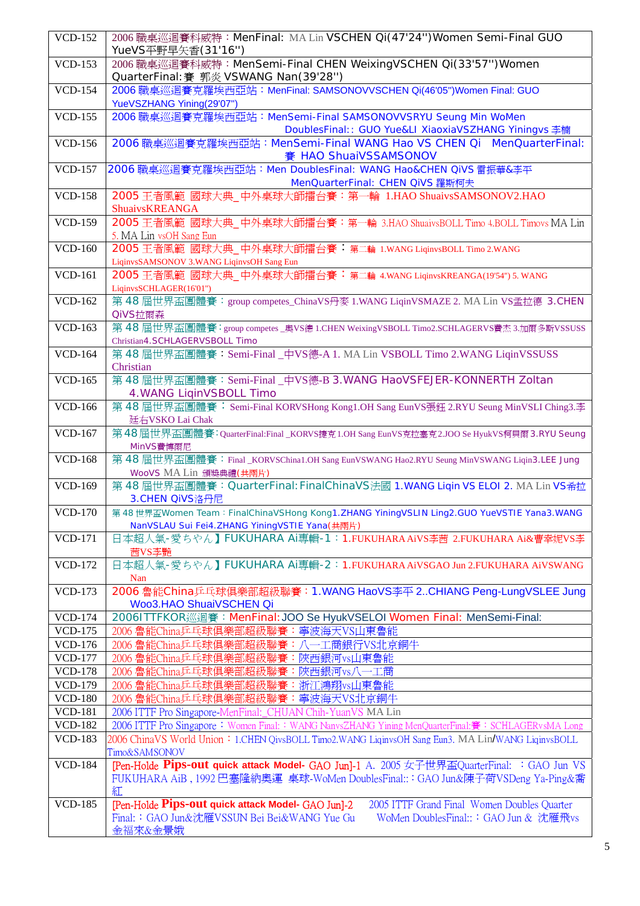| | |
|---|---|
| VCD-152 | 2006 職桌巡迴賽科威特：MenFinal: MA Lin VSCHEN Qi(47'24'')Women Semi-Final GUO YueVS平野早矢香(31'16'') |
| VCD-153 | 2006 職桌巡迴賽科威特：MenSemi-Final CHEN WeixingVSCHEN Qi(33'57'')Women QuarterFinal:賽 郭炎 VSWANG Nan(39'28'') |
| VCD-154 | 2006 職桌巡迴賽克羅埃西亞站：MenFinal: SAMSONOVVSCHEN Qi(46'05'')Women Final: GUO YueVSZHANG Yining(29'07'') |
| VCD-155 | 2006 職桌巡迴賽克羅埃西亞站：MenSemi-Final SAMSONOVVSRYU Seung Min WoMen DoublesFinal:: GUO Yue&LI XiaoxiaVSZHANG Yiningvs 李楠 |
| VCD-156 | 2006 職桌巡迴賽克羅埃西亞站：MenSemi-Final WANG Hao VS CHEN Qi MenQuarterFinal:賽 HAO ShuaiVSSAMSONOV |
| VCD-157 | 2006 職桌巡迴賽克羅埃西亞站：Men DoublesFinal: WANG Hao&CHEN QiVS 雷振華&李平 MenQuarterFinal: CHEN QiVS 羅斯柯夫 |
| VCD-158 | 2005 王者風範 國球大典_中外桌球大師擂台賽：第一輪 1.HAO ShuaivsSAMSONOV2.HAO ShuaivsKREANGA |
| VCD-159 | 2005 王者風範 國球大典_中外桌球大師擂台賽：第一輪 3.HAO ShuaivsBOLL Timo 4.BOLL Timovs MA Lin 5. MA Lin vsOH Sang Eun |
| VCD-160 | 2005 王者風範 國球大典_中外桌球大師擂台賽：第二輪 1.WANG LiqinvsBOLL Timo 2.WANG LiqinvsSAMSONOV 3.WANG LiqinvsOH Sang Eun |
| VCD-161 | 2005 王者風範 國球大典_中外桌球大師擂台賽：第二輪 4.WANG LiqinvsKREANGA(19'54'') 5. WANG LiqinvsSCHLAGER(16'01'') |
| VCD-162 | 第 48 屆世界盃團體賽：group competes_ChinaVS丹麥 1.WANG LiqinVSMAZE 2. MA Lin VS孟拉德 3.CHEN QiVS拉爾森 |
| VCD-163 | 第 48 屆世界盃團體賽：group competes _奧VS德 1.CHEN WeixingVSBOLL Timo2.SCHLAGERVS費杰 3.加爾多斯VSSUSS Christian4.SCHLAGERVSBOLL Timo |
| VCD-164 | 第 48 屆世界盃團體賽：Semi-Final _中VS德-A 1. MA Lin VSBOLL Timo 2.WANG LiqinVSSUSS Christian |
| VCD-165 | 第 48 屆世界盃團體賽：Semi-Final _中VS德-B 3.WANG HaoVSFEJER-KONNERTH Zoltan 4.WANG LiqinVSBOLL Timo |
| VCD-166 | 第 48 屆世界盃團體賽：Semi-Final KORVSHong Kong1.OH Sang EunVS張鈺 2.RYU Seung MinVSLI Ching3.李廷右VSKO Lai Chak |
| VCD-167 | 第 48 屆世界盃團體賽：QuarterFinal:Final _KORVS捷克 1.OH Sang EunVS克拉塞克 2.JOO Se HyukVS柯貝爾 3.RYU Seung MinVS費博爾尼 |
| VCD-168 | 第 48 屆世界盃團體賽：Final _KORVSChina1.OH Sang EunVSWANG Hao2.RYU Seung MinVSWANG Liqin3.LEE Jung WooVS MA Lin 頒獎典禮(共兩片) |
| VCD-169 | 第 48 屆世界盃團體賽：QuarterFinal:FinalChinaVS法國 1.WANG Liqin VS ELOI 2. MA Lin VS希拉 3.CHEN QiVS洛丹尼 |
| VCD-170 | 第 48 世界盃Women Team：FinalChinaVSHong Kong1.ZHANG YiningVSLIN Ling2.GUO YueVSTIE Yana3.WANG NanVSLAU Sui Fei4.ZHANG YiningVSTIE Yana(共兩片) |
| VCD-171 | 日本超人氣-愛ちやん】FUKUHARA Ai專輯-1：1.FUKUHARA AiVS李茜 2.FUKUHARA Ai&曹幸妮VS李茜VS李豔 |
| VCD-172 | 日本超人氣-愛ちやん】FUKUHARA Ai專輯-2：1.FUKUHARA AiVSGAO Jun 2.FUKUHARA AiVSWANG Nan |
| VCD-173 | 2006 魯能China乒乓球俱樂部超級聯賽：1.WANG HaoVS李平 2..CHIANG Peng-LungVSLEE Jung Woo3.HAO ShuaiVSCHEN Qi |
| VCD-174 | 2006ITTFKOR巡遭賽：MenFinal: JOO Se HyukVSELOI Women Final: MenSemi-Final: |
| VCD-175 | 2006 魯能China乒乓球俱樂部超級聯賽：寧波海天VS山東魯能 |
| VCD-176 | 2006 魯能China乒乓球俱樂部超級聯賽：八一工商銀行VS北京銅牛 |
| VCD-177 | 2006 魯能China乒乓球俱樂部超級聯賽：陝西銀河vs山東魯能 |
| VCD-178 | 2006 魯能China乒乓球俱樂部超級聯賽：陝西銀河vs八一工商 |
| VCD-179 | 2006 魯能China乒乓球俱樂部超級聯賽：浙江鴻翔vs山東魯能 |
| VCD-180 | 2006 魯能China乒乓球俱樂部超級聯賽：寧波海天VS北京銅牛 |
| VCD-181 | 2006 ITTF Pro Singapore-MenFinal:_CHUAN Chih-YuanVS MA Lin |
| VCD-182 | 2006 ITTF Pro Singapore：Women Final:：WANG NanvsZHANG Yining MenQuarterFinal:賽：SCHLAGERvsMA Long |
| VCD-183 | 2006 ChinaVS World Union：1.CHEN QivsBOLL Timo2.WANG LiqinvsOH Sang Eun3. MA Lin/WANG LiqinvsBOLL Timo&SAMSONOV |
| VCD-184 | [Pen-Holde **Pips-out** **quick attack Model-** GAO Jun]-1 A. 2005 女子世界盃QuarterFinal: ：GAO Jun VS FUKUHARA AiB , 1992 巴塞隆納奧運 桌球-WoMen DoublesFinal::：GAO Jun&陳子荷VSDeng Ya-Ping&喬紅 |
| VCD-185 | [Pen-Holde **Pips-out** **quick attack Model-** GAO Jun]-2 2005 ITTF Grand Final Women Doubles Quarter Final:：GAO Jun&沈雁VSSUN Bei Bei&WANG Yue Gu WoMen DoublesFinal::：GAO Jun & 沈雁飛vs 金福來&金景娥 |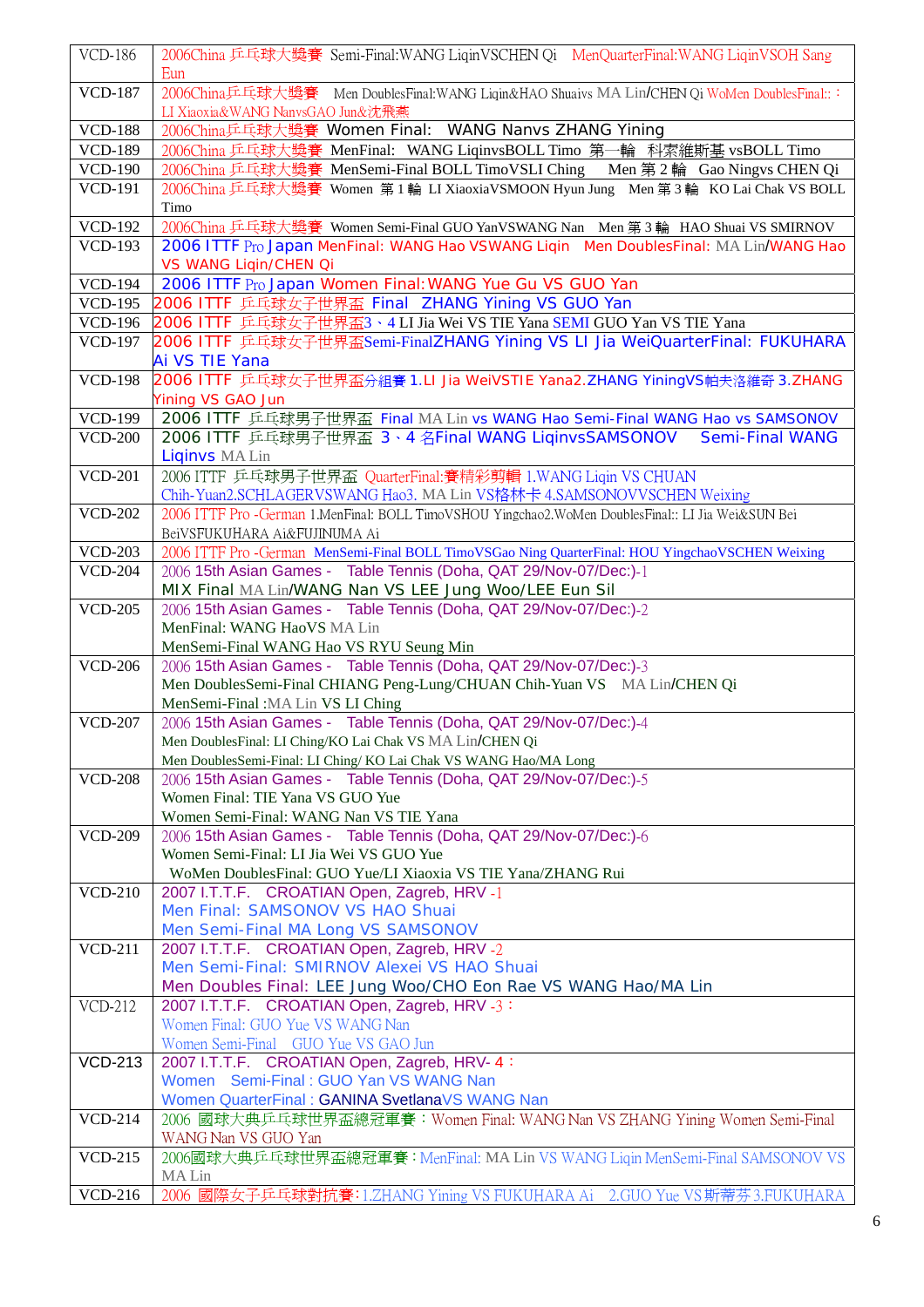| | |
|---|---|
| VCD-186 | 2006China 乒乓球大獎賽 Semi-Final:WANG LiqinVSCHEN Qi MenQuarterFinal:WANG LiqinVSOH Sang Eun |
| VCD-187 | 2006China乒乓球大獎賽 Men DoublesFinal:WANG Liqin&HAO Shuaivs MA Lin/CHEN Qi WoMen DoublesFinal::：LI Xiaoxia&WANG NanvsGAO Jun&沈飛燕 |
| VCD-188 | 2006China乒乓球大獎賽 Women Final: WANG Nanvs ZHANG Yining |
| VCD-189 | 2006China 乒乓球大獎賽 MenFinal: WANG LiqinvsBOLL Timo 第一輪 科索維斯基 vsBOLL Timo |
| VCD-190 | 2006China 乒乓球大獎賽 MenSemi-Final BOLL TimoVSLI Ching Men 第 2 輪 Gao Ningvs CHEN Qi |
| VCD-191 | 2006China 乒乓球大獎賽 Women 第 1 輪 LI XiaoxiaVSMOON Hyun Jung Men 第 3 輪 KO Lai Chak VS BOLL Timo |
| VCD-192 | 2006China 乒乓球大獎賽 Women Semi-Final GUO YanVSWANG Nan Men 第 3 輪 HAO Shuai VS SMIRNOV |
| VCD-193 | 2006 ITTF Pro Japan MenFinal: WANG Hao VSWANG Liqin Men DoublesFinal: MA Lin/WANG Hao VS WANG Liqin/CHEN Qi |
| VCD-194 | 2006 ITTF Pro Japan Women Final:WANG Yue Gu VS GUO Yan |
| VCD-195 | 2006 ITTF 乒乓球女子世界盃 Final ZHANG Yining VS GUO Yan |
| VCD-196 | 2006 ITTF 乒乓球女子世界盃3、4 LI Jia Wei VS TIE Yana SEMI GUO Yan VS TIE Yana |
| VCD-197 | 2006 ITTF 乒乓球女子世界盃Semi-FinalZHANG Yining VS LI Jia WeiQuarterFinal: FUKUHARA Ai VS TIE Yana |
| VCD-198 | 2006 ITTF 乒乓球女子世界盃分組賽 1.LI Jia WeiVSTIE Yana2.ZHANG YiningVS帕夫洛維奇 3.ZHANG Yining VS GAO Jun |
| VCD-199 | 2006 ITTF 乒乓球男子世界盃 Final MA Lin vs WANG Hao Semi-Final WANG Hao vs SAMSONOV |
| VCD-200 | 2006 ITTF 乒乓球男子世界盃 3、4 名Final WANG LiqinvsSAMSONOV Semi-Final WANG Liqinvs MA Lin |
| VCD-201 | 2006 ITTF 乒乓球男子世界盃 QuarterFinal:賽精彩剪輯 1.WANG Liqin VS CHUAN Chih-Yuan2.SCHLAGERVSWANG Hao3. MA Lin VS格林卡 4.SAMSONOVVSCHEN Weixing |
| VCD-202 | 2006 ITTF Pro -German 1.MenFinal: BOLL TimoVSHOU Yingchao2.WoMen DoublesFinal:: LI Jia Wei&SUN Bei BeiVSFUKUHARA Ai&FUJINUMA Ai |
| VCD-203 | 2006 ITTF Pro -German MenSemi-Final BOLL TimoVSGao Ning QuarterFinal: HOU YingchaoVSCHEN Weixing |
| VCD-204 | 2006 15th Asian Games - Table Tennis (Doha, QAT 29/Nov-07/Dec:)-1<br>MIX Final MA Lin/WANG Nan VS LEE Jung Woo/LEE Eun Sil |
| VCD-205 | 2006 15th Asian Games - Table Tennis (Doha, QAT 29/Nov-07/Dec:)-2<br>MenFinal: WANG HaoVS MA Lin<br>MenSemi-Final WANG Hao VS RYU Seung Min |
| VCD-206 | 2006 15th Asian Games - Table Tennis (Doha, QAT 29/Nov-07/Dec:)-3<br>Men DoublesSemi-Final CHIANG Peng-Lung/CHUAN Chih-Yuan VS MA Lin/CHEN Qi<br>MenSemi-Final :MA Lin VS LI Ching |
| VCD-207 | 2006 15th Asian Games - Table Tennis (Doha, QAT 29/Nov-07/Dec:)-4<br>Men DoublesFinal: LI Ching/KO Lai Chak VS MA Lin/CHEN Qi<br>Men DoublesSemi-Final: LI Ching/ KO Lai Chak VS WANG Hao/MA Long |
| VCD-208 | 2006 15th Asian Games - Table Tennis (Doha, QAT 29/Nov-07/Dec:)-5<br>Women Final: TIE Yana VS GUO Yue<br>Women Semi-Final: WANG Nan VS TIE Yana |
| VCD-209 | 2006 15th Asian Games - Table Tennis (Doha, QAT 29/Nov-07/Dec:)-6<br>Women Semi-Final: LI Jia Wei VS GUO Yue<br>WoMen DoublesFinal: GUO Yue/LI Xiaoxia VS TIE Yana/ZHANG Rui |
| VCD-210 | 2007 I.T.T.F. CROATIAN Open, Zagreb, HRV -1<br>Men Final: SAMSONOV VS HAO Shuai<br>Men Semi-Final MA Long VS SAMSONOV |
| VCD-211 | 2007 I.T.T.F. CROATIAN Open, Zagreb, HRV -2<br>Men Semi-Final: SMIRNOV Alexei VS HAO Shuai<br>Men Doubles Final: LEE Jung Woo/CHO Eon Rae VS WANG Hao/MA Lin |
| VCD-212 | 2007 I.T.T.F. CROATIAN Open, Zagreb, HRV -3：<br>Women Final: GUO Yue VS WANG Nan<br>Women Semi-Final GUO Yue VS GAO Jun |
| VCD-213 | 2007 I.T.T.F. CROATIAN Open, Zagreb, HRV- 4：<br>Women Semi-Final : GUO Yan VS WANG Nan<br>Women QuarterFinal : GANINA SvetlanaVS WANG Nan |
| VCD-214 | 2006 國球大典乒乓球世界盃總冠軍賽：Women Final: WANG Nan VS ZHANG Yining Women Semi-Final WANG Nan VS GUO Yan |
| VCD-215 | 2006國球大典乒乓球世界盃總冠軍賽：MenFinal: MA Lin VS WANG Liqin MenSemi-Final SAMSONOV VS MA Lin |
| VCD-216 | 2006 國際女子乒乓球對抗賽:1.ZHANG Yining VS FUKUHARA Ai 2.GUO Yue VS 斯蒂芬 3.FUKUHARA |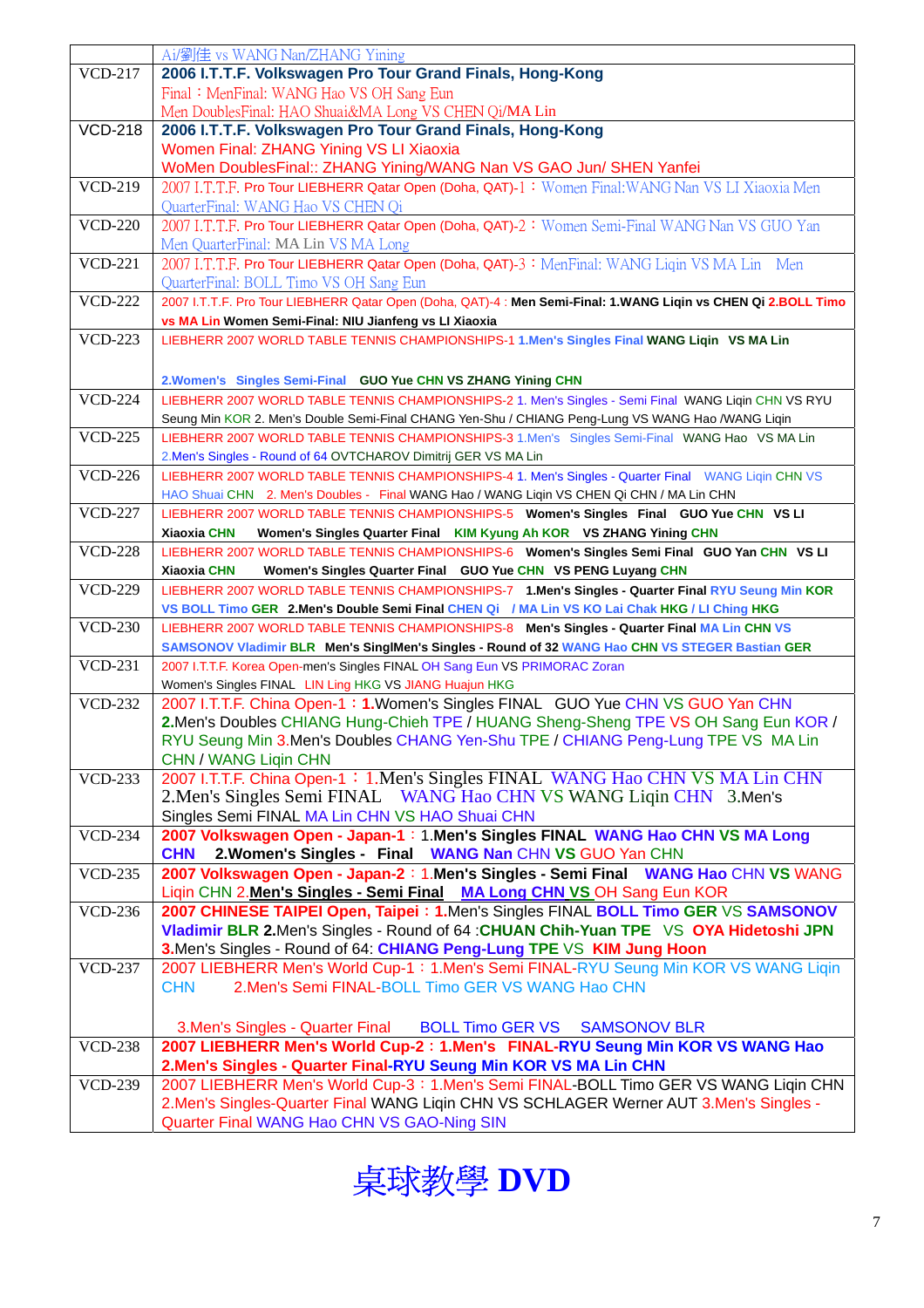| | Ai/劉佳 vs WANG Nan/ZHANG Yining |
|---|---|
| VCD-217 | **2006 I.T.T.F. Volkswagen Pro Tour Grand Finals, Hong-Kong**<br>Final：MenFinal: WANG Hao VS OH Sang Eun<br>Men DoublesFinal: HAO Shuai&MA Long VS CHEN Qi/MA Lin |
| VCD-218 | **2006 I.T.T.F. Volkswagen Pro Tour Grand Finals, Hong-Kong**<br>Women Final: ZHANG Yining VS LI Xiaoxia<br>WoMen DoublesFinal:: ZHANG Yining/WANG Nan VS GAO Jun/ SHEN Yanfei |
| VCD-219 | 2007 I.T.T.F. Pro Tour LIEBHERR Qatar Open (Doha, QAT)-1：Women Final:WANG Nan VS LI Xiaoxia Men QuarterFinal: WANG Hao VS CHEN Qi |
| VCD-220 | 2007 I.T.T.F. Pro Tour LIEBHERR Qatar Open (Doha, QAT)-2：Women Semi-Final WANG Nan VS GUO Yan Men QuarterFinal: MA Lin VS MA Long |
| VCD-221 | 2007 I.T.T.F. Pro Tour LIEBHERR Qatar Open (Doha, QAT)-3：MenFinal: WANG Liqin VS MA Lin Men QuarterFinal: BOLL Timo VS OH Sang Eun |
| VCD-222 | 2007 I.T.T.F. Pro Tour LIEBHERR Qatar Open (Doha, QAT)-4 : **Men Semi-Final: 1.WANG Liqin vs CHEN Qi 2.BOLL Timo vs MA Lin Women Semi-Final: NIU Jianfeng vs LI Xiaoxia** |
| VCD-223 | LIEBHERR 2007 WORLD TABLE TENNIS CHAMPIONSHIPS-1 **1.Men's Singles Final WANG Liqin VS MA Lin**<br><br>**2.Women's Singles Semi-Final GUO Yue CHN VS ZHANG Yining CHN** |
| VCD-224 | LIEBHERR 2007 WORLD TABLE TENNIS CHAMPIONSHIPS-2 1. Men's Singles - Semi Final WANG Liqin CHN VS RYU Seung Min KOR 2. Men's Double Semi-Final CHANG Yen-Shu / CHIANG Peng-Lung VS WANG Hao /WANG Liqin |
| VCD-225 | LIEBHERR 2007 WORLD TABLE TENNIS CHAMPIONSHIPS-3 1.Men's Singles Semi-Final WANG Hao VS MA Lin<br>2.Men's Singles - Round of 64 OVTCHAROV Dimitrij GER VS MA Lin |
| VCD-226 | LIEBHERR 2007 WORLD TABLE TENNIS CHAMPIONSHIPS-4 1. Men's Singles - Quarter Final WANG Liqin CHN VS HAO Shuai CHN 2. Men's Doubles - Final WANG Hao / WANG Liqin VS CHEN Qi CHN / MA Lin CHN |
| VCD-227 | LIEBHERR 2007 WORLD TABLE TENNIS CHAMPIONSHIPS-5 **Women's Singles Final GUO Yue CHN VS LI Xiaoxia CHN Women's Singles Quarter Final KIM Kyung Ah KOR VS ZHANG Yining CHN** |
| VCD-228 | LIEBHERR 2007 WORLD TABLE TENNIS CHAMPIONSHIPS-6 **Women's Singles Semi Final GUO Yan CHN VS LI Xiaoxia CHN Women's Singles Quarter Final GUO Yue CHN VS PENG Luyang CHN** |
| VCD-229 | LIEBHERR 2007 WORLD TABLE TENNIS CHAMPIONSHIPS-7 **1.Men's Singles - Quarter Final RYU Seung Min KOR VS BOLL Timo GER 2.Men's Double Semi Final CHEN Qi / MA Lin VS KO Lai Chak HKG / LI Ching HKG** |
| VCD-230 | LIEBHERR 2007 WORLD TABLE TENNIS CHAMPIONSHIPS-8 **Men's Singles - Quarter Final MA Lin CHN VS SAMSONOV Vladimir BLR Men's SinglMen's Singles - Round of 32 WANG Hao CHN VS STEGER Bastian GER** |
| VCD-231 | 2007 I.T.T.F. Korea Open-men's Singles FINAL OH Sang Eun VS PRIMORAC Zoran<br>Women's Singles FINAL LIN Ling HKG VS JIANG Huajun HKG |
| VCD-232 | 2007 I.T.T.F. China Open-1：**1.**Women's Singles FINAL GUO Yue CHN VS GUO Yan CHN<br>**2.**Men's Doubles CHIANG Hung-Chieh TPE / HUANG Sheng-Sheng TPE VS OH Sang Eun KOR / RYU Seung Min 3.Men's Doubles CHANG Yen-Shu TPE / CHIANG Peng-Lung TPE VS MA Lin CHN / WANG Liqin CHN |
| VCD-233 | 2007 I.T.T.F. China Open-1：1.Men's Singles FINAL WANG Hao CHN VS MA Lin CHN<br>2.Men's Singles Semi FINAL WANG Hao CHN VS WANG Liqin CHN 3.Men's Singles Semi FINAL MA Lin CHN VS HAO Shuai CHN |
| VCD-234 | **2007 Volkswagen Open - Japan-1：1.Men's Singles FINAL WANG Hao CHN VS MA Long CHN 2.Women's Singles - Final WANG Nan** CHN **VS** GUO Yan CHN |
| VCD-235 | **2007 Volkswagen Open - Japan-2**：1.**Men's Singles - Semi Final WANG Hao** CHN **VS** WANG Liqin CHN 2.**Men's Singles - Semi Final MA Long CHN VS** OH Sang Eun KOR |
| VCD-236 | **2007 CHINESE TAIPEI Open, Taipei：1.**Men's Singles FINAL **BOLL Timo GER** VS **SAMSONOV Vladimir BLR 2.**Men's Singles - Round of 64 :**CHUAN Chih-Yuan TPE** VS **OYA Hidetoshi JPN**<br>**3.**Men's Singles - Round of 64: **CHIANG Peng-Lung TPE** VS **KIM Jung Hoon** |
| VCD-237 | 2007 LIEBHERR Men's World Cup-1：1.Men's Semi FINAL-RYU Seung Min KOR VS WANG Liqin CHN 2.Men's Semi FINAL-BOLL Timo GER VS WANG Hao CHN<br><br>3.Men's Singles - Quarter Final BOLL Timo GER VS SAMSONOV BLR |
| VCD-238 | **2007 LIEBHERR Men's World Cup-2：1.Men's FINAL-RYU Seung Min KOR VS WANG Hao**<br>**2.Men's Singles - Quarter Final-RYU Seung Min KOR VS MA Lin CHN** |
| VCD-239 | 2007 LIEBHERR Men's World Cup-3：1.Men's Semi FINAL-BOLL Timo GER VS WANG Liqin CHN 2.Men's Singles-Quarter Final WANG Liqin CHN VS SCHLAGER Werner AUT 3.Men's Singles - Quarter Final WANG Hao CHN VS GAO-Ning SIN |

桌球教學 **DVD**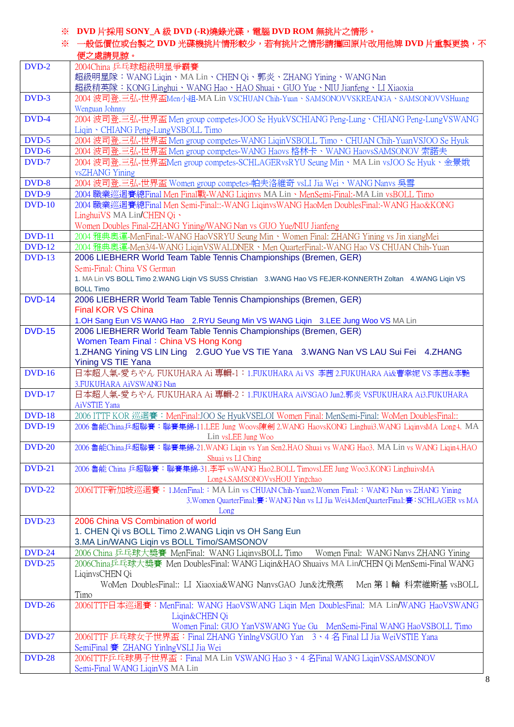※ **DVD 片採用 SONY_A 級 DVD (-R)燒錄光碟，電腦 DVD ROM 無挑片之情形。**

※ **一般低價位或自製之 DVD 光碟機挑片情形較少，若有挑片之情形請攜回原片改用他牌 DVD 片重製更換，不便之處請見諒。**

| | |
|---|---|
| DVD-2 | 2004China 乒乓球超級明星爭霸賽<br>超級明星隊：WANG Liqin、MA Lin、CHEN Qi、郭炎、ZHANG Yining、WANG Nan<br>超級精英隊：KONG Linghui、WANG Hao、HAO Shuai、GUO Yue、NIU Jianfeng、LI Xiaoxia |
| DVD-3 | 2004 波司登.三弘-世界盃Men小組-MA Lin VSCHUAN Chih-Yuan、SAMSONOVVSKREANGA、SAMSONOVVSHuang Wenguan Johnny |
| DVD-4 | 2004 波司登.三弘-世界盃 Men group competes-JOO Se HyukVSCHIANG Peng-Lung、CHIANG Peng-LungVSWANG Liqin、CHIANG Peng-LungVSBOLL Timo |
| DVD-5 | 2004 波司登.三弘-世界盃 Men group competes-WANG LiqinVSBOLL Timo、CHUAN Chih-YuanVSJOO Se Hyuk |
| DVD-6 | 2004 波司登.三弘-世界盃 Men group competes-WANG Haovs 格林卡、WANG HaovsSAMSONOV 索諾夫 |
| DVD-7 | 2004 波司登.三弘-世界盃Men group competes-SCHLAGERvsRYU Seung Min、MA Lin vsJOO Se Hyuk、金景娥 vsZHANG Yining |
| DVD-8 | 2004 波司登.三弘-世界盃 Women group competes-帕夫洛維奇 vsLI Jia Wei、WANG Nanvs 吳雪 |
| DVD-9 | 2004 職業巡迴賽總Final Men Final戰-WANG Liqinvs MA Lin、MenSemi-Final:-MA Lin vsBOLL Timo |
| DVD-10 | 2004 職業巡迴賽總Final Men Semi-Final::-WANG LiqinvsWANG HaoMen DoublesFinal:-WANG Hao&KONG LinghuiVS MA Lin/CHEN Qi、<br>Women Doubles Final-ZHANG Yining/WANG Nan vs GUO Yue/NIU Jianfeng |
| DVD-11 | 2004 雅典奧運-MenFinal:-WANG HaoVSRYU Seung Min、Women Final: ZHANG Yining vs Jin xiangMei |
| DVD-12 | 2004 雅典奧運-Men3/4-WANG LiqinVSWALDNER、Men QuarterFinal:-WANG Hao VS CHUAN Chih-Yuan |
| DVD-13 | 2006 LIEBHERR World Team Table Tennis Championships (Bremen, GER)<br>Semi-Final: China VS German<br>1. MA Lin VS BOLL Timo 2.WANG Liqin VS SUSS Christian 3.WANG Hao VS FEJER-KONNERTH Zoltan 4.WANG Liqin VS BOLL Timo |
| DVD-14 | 2006 LIEBHERR World Team Table Tennis Championships (Bremen, GER)<br>Final KOR VS China<br>1.OH Sang Eun VS WANG Hao 2.RYU Seung Min VS WANG Liqin 3.LEE Jung Woo VS MA Lin |
| DVD-15 | 2006 LIEBHERR World Team Table Tennis Championships (Bremen, GER)<br>Women Team Final：China VS Hong Kong<br>1.ZHANG Yining VS LIN Ling 2.GUO Yue VS TIE Yana 3.WANG Nan VS LAU Sui Fei 4.ZHANG Yining VS TIE Yana |
| DVD-16 | 日本超人氣-愛ちゃん FUKUHARA Ai 專輯-1：1.FUKUHARA Ai VS 李茜 2.FUKUHARA Ai&曹幸妮 VS 李茜&李艷 3.FUKUHARA AiVSWANG Nan |
| DVD-17 | 日本超人氣-愛ちゃん FUKUHARA Ai 專輯-2：1.FUKUHARA AiVSGAO Jun2.郭炎 VSFUKUHARA Ai3.FUKUHARA AiVSTIE Yana |
| DVD-18 | 2006 ITTF KOR 巡迴賽：MenFinal:JOO Se HyukVSELOI Women Final: MenSemi-Final: WoMen DoublesFinal:: |
| DVD-19 | 2006 魯能China乒超聯賽：聯賽集錦-11.LEE Jung Woovs陳劍 2.WANG HaovsKONG Linghui3.WANG LiqinvsMA Long4. MA Lin vsLEE Jung Woo |
| DVD-20 | 2006 魯能China乒超聯賽：聯賽集錦-21.WANG Liqin vs Yan Sen2.HAO Shuai vs WANG Hao3. MA Lin vs WANG Liqin4.HAO Shuai vs LI Ching |
| DVD-21 | 2006 魯能 China 乒超聯賽：聯賽集錦-31.李平 vsWANG Hao2.BOLL TimovsLEE Jung Woo3.KONG LinghuivsMA Long4.SAMSONOVvsHOU Yingchao |
| DVD-22 | 2006ITTF新加坡巡迴賽：1.MenFinal:：MA Lin vs CHUAN Chih-Yuan2.Women Final:：WANG Nan vs ZHANG Yining 3.Women QuarterFinal:賽：WANG Nan vs LI Jia Wei4.MenQuarterFinal:賽：SCHLAGER vs MA Long |
| DVD-23 | 2006 China VS Combination of world<br>1. CHEN Qi vs BOLL Timo 2.WANG Liqin vs OH Sang Eun<br>3.MA Lin/WANG Liqin vs BOLL Timo/SAMSONOV |
| DVD-24 | 2006 China 乒乓球大獎賽 MenFinal: WANG LiqinvsBOLL Timo Women Final: WANG Nanvs ZHANG Yining |
| DVD-25 | 2006China乒乓球大獎賽 Men DoublesFinal: WANG Liqin&HAO Shuaivs MA Lin/CHEN Qi MenSemi-Final WANG LiqinvsCHEN Qi<br>WoMen DoublesFinal:: LI Xiaoxia&WANG NanvsGAO Jun&沈飛燕 Men 第 1 輪 科索維斯基 vsBOLL Timo |
| DVD-26 | 2006ITTF日本巡迴賽：MenFinal: WANG HaoVSWANG Liqin Men DoublesFinal: MA Lin/WANG HaoVSWANG Liqin&CHEN Qi<br>Women Final: GUO YanVSWANG Yue Gu MenSemi-Final WANG HaoVSBOLL Timo |
| DVD-27 | 2006ITTF 乒乓球女子世界盃：Final ZHANG YinlngVSGUO Yan 3、4 名 Final LI Jia WeiVSTIE Yana<br>SemiFinal 賽 ZHANG YinlngVSLI Jia Wei |
| DVD-28 | 2006ITTF乒乓球男子世界盃：Final MA Lin VSWANG Hao 3、4 名Final WANG LiqinVSSAMSONOV<br>Semi-Final WANG LiqinVS MA Lin |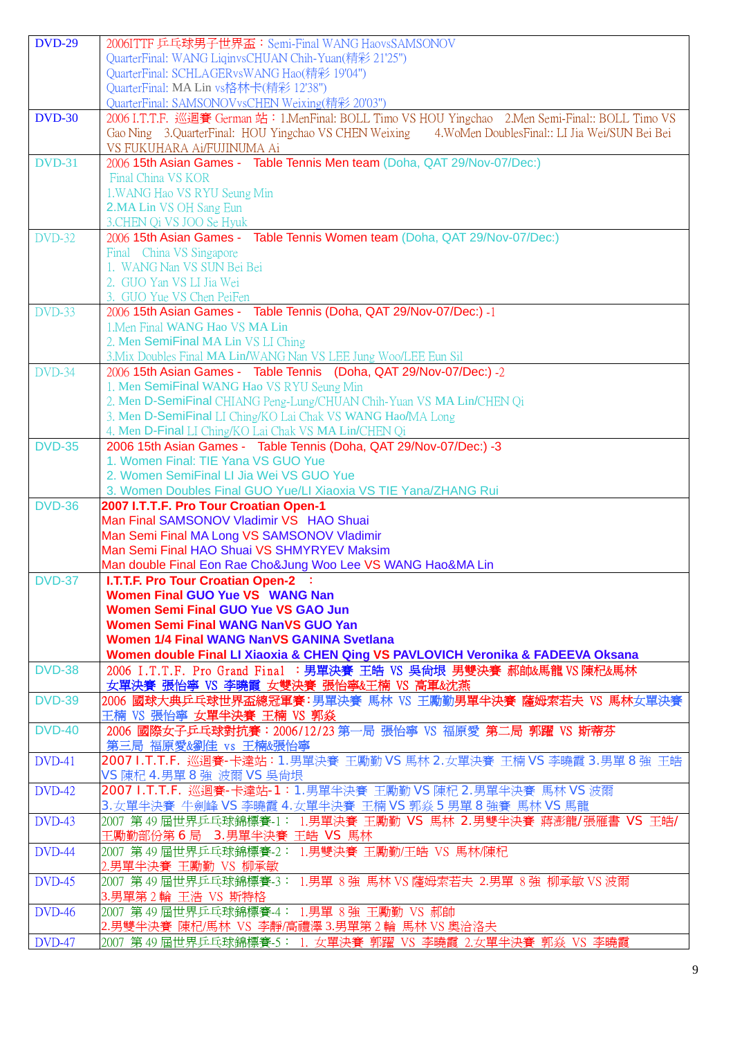| DVD-29 | 2006ITTF 乒乓球男子世界盃：Semi-Final WANG HaovsSAMSONOV<br>QuarterFinal: WANG LiqinvsCHUAN Chih-Yuan(精彩 21'25")<br>QuarterFinal: SCHLAGERvsWANG Hao(精彩 19'04")<br>QuarterFinal: MA Lin vs格林卡(精彩 12'38")<br>QuarterFinal: SAMSONOVvsCHEN Weixing(精彩 20'03") |
|---|---|
| DVD-30 | 2006 I.T.T.F. 巡迴賽 German 站：1.MenFinal: BOLL Timo VS HOU Yingchao 2.Men Semi-Final:: BOLL Timo VS Gao Ning 3.QuarterFinal: HOU Yingchao VS CHEN Weixing 4.WoMen DoublesFinal:: LI Jia Wei/SUN Bei Bei VS FUKUHARA Ai/FUJINUMA Ai |
| DVD-31 | 2006 15th Asian Games - Table Tennis Men team (Doha, QAT 29/Nov-07/Dec:)<br>Final China VS KOR<br>1.WANG Hao VS RYU Seung Min<br>2.MA Lin VS OH Sang Eun<br>3.CHEN Qi VS JOO Se Hyuk |
| DVD-32 | 2006 15th Asian Games - Table Tennis Women team (Doha, QAT 29/Nov-07/Dec:)<br>Final China VS Singapore<br>1. WANG Nan VS SUN Bei Bei<br>2. GUO Yan VS LI Jia Wei<br>3. GUO Yue VS Chen PeiFen |
| DVD-33 | 2006 15th Asian Games - Table Tennis (Doha, QAT 29/Nov-07/Dec:) -1<br>1.Men Final WANG Hao VS MA Lin<br>2. Men SemiFinal MA Lin VS LI Ching<br>3.Mix Doubles Final MA Lin/WANG Nan VS LEE Jung Woo/LEE Eun Sil |
| DVD-34 | 2006 15th Asian Games - Table Tennis (Doha, QAT 29/Nov-07/Dec:) -2<br>1. Men SemiFinal WANG Hao VS RYU Seung Min<br>2. Men D-SemiFinal CHIANG Peng-Lung/CHUAN Chih-Yuan VS MA Lin/CHEN Qi<br>3. Men D-SemiFinal LI Ching/KO Lai Chak VS WANG Hao/MA Long<br>4. Men D-Final LI Ching/KO Lai Chak VS MA Lin/CHEN Qi |
| DVD-35 | 2006 15th Asian Games - Table Tennis (Doha, QAT 29/Nov-07/Dec:) -3<br>1. Women Final: TIE Yana VS GUO Yue<br>2. Women SemiFinal LI Jia Wei VS GUO Yue<br>3. Women Doubles Final GUO Yue/LI Xiaoxia VS TIE Yana/ZHANG Rui |
| DVD-36 | **2007 I.T.T.F. Pro Tour Croatian Open-1**<br>Man Final SAMSONOV Vladimir VS HAO Shuai<br>Man Semi Final MA Long VS SAMSONOV Vladimir<br>Man Semi Final HAO Shuai VS SHMYREYEV Maksim<br>Man double Final Eon Rae Cho&Jung Woo Lee VS WANG Hao&MA Lin |
| DVD-37 | **I.T.T.F. Pro Tour Croatian Open-2 ：**<br>**Women Final GUO Yue VS WANG Nan**<br>**Women Semi Final GUO Yue VS GAO Jun**<br>**Women Semi Final WANG NanVS GUO Yan**<br>**Women 1/4 Final WANG NanVS GANINA Svetlana**<br>**Women double Final LI Xiaoxia & CHEN Qing VS PAVLOVICH Veronika & FADEEVA Oksana** |
| DVD-38 | 2006 I.T.T.F. Pro Grand Final ：男單決賽 王皓 VS 吳尚垠 男雙決賽 郝帥&馬龍 VS 陳杞&馬林 女單決賽 張怡寧 VS 李曉霞 女雙決賽 張怡寧&王楠 VS 高軍&沈燕 |
| DVD-39 | 2006 國球大典乒乓球世界盃總冠軍賽:男單決賽 馬林 VS 王勵勤男單半決賽 薩姆索若夫 VS 馬林女單決賽 王楠 VS 張怡寧 女單半決賽 王楠 VS 郭焱 |
| DVD-40 | 2006 國際女子乒乓球對抗賽：2006/12/23 第一局 張怡寧 VS 福原愛 第二局 郭躍 VS 斯蒂芬 第三局 福原愛&劉佳 vs 王楠&張怡寧 |
| DVD-41 | 2007 I.T.T.F. 巡迴賽-卡達站：1.男單決賽 王勵勤 VS 馬林 2.女單決賽 王楠 VS 李曉霞 3.男單 8 強 王皓 VS 陳杞 4.男單 8 強 波爾 VS 吳尚垠 |
| DVD-42 | 2007 I.T.T.F. 巡迴賽-卡達站-1：1.男單半決賽 王勵勤 VS 陳杞 2.男單半決賽 馬林 VS 波爾 3.女單半決賽 牛劍峰 VS 李曉霞 4.女單半決賽 王楠 VS 郭焱 5 男單 8 強賽 馬林 VS 馬龍 |
| DVD-43 | 2007 第 49 屆世界乒乓球錦標賽-1： 1.男單決賽 王勵勤 VS 馬林 2.男雙半決賽 蔣澎龍/張雁書 VS 王皓/王勵勤部份第 6 局 3.男單半決賽 王皓 VS 馬林 |
| DVD-44 | 2007 第 49 屆世界乒乓球錦標賽-2： 1.男雙決賽 王勵勤/王皓 VS 馬林/陳杞<br>2.男單半決賽 王勵勤 VS 柳承敏 |
| DVD-45 | 2007 第 49 屆世界乒乓球錦標賽-3： 1.男單 8 強 馬林 VS 薩姆索若夫 2.男單 8 強 柳承敏 VS 波爾<br>3.男單第 2 輪 王浩 VS 斯特格 |
| DVD-46 | 2007 第 49 屆世界乒乓球錦標賽-4： 1.男單 8 強 王勵勤 VS 郝帥<br>2.男雙半決賽 陳杞/馬林 VS 李靜/高禮澤 3.男單第 2 輪 馬林 VS 奧洽洛夫 |
| DVD-47 | 2007 第 49 屆世界乒乓球錦標賽-5： 1. 女單決賽 郭躍 VS 李曉霞 2.女單半決賽 郭焱 VS 李曉霞 |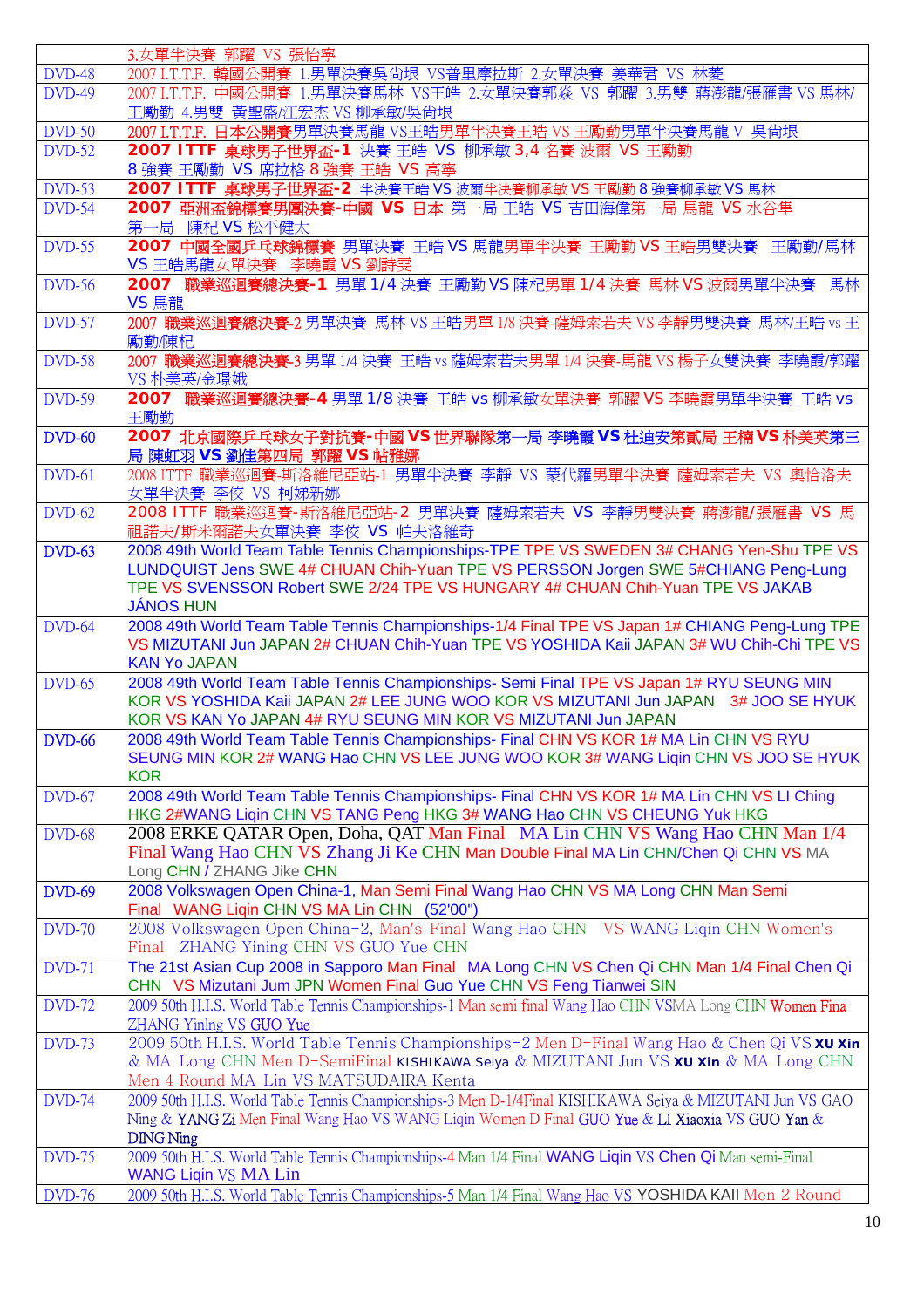| | |
|---|---|
| | 3.女單半決賽 郭躍 VS 張怡寧 |
| DVD-48 | 2007 I.T.T.F. 韓國公開賽 1.男單決賽吳尚垠 VS普里摩拉斯 2.女單決賽 姜華君 VS 林菱 |
| DVD-49 | 2007 I.T.T.F. 中國公開賽 1.男單決賽馬林 VS王皓 2.女單決賽郭焱 VS 郭躍 3.男雙 蔣澎龍/張雁書 VS 馬林/王勵勤 4.男雙 黃聖盛/江宏杰 VS 柳承敏/吳尚垠 |
| DVD-50 | 2007 I.T.T.F. 日本公開賽男單決賽馬龍 VS王皓男單半決賽王皓 VS 王勵勤男單半決賽馬龍 V 吳尚垠 |
| DVD-52 | **2007 ITTF 桌球男子世界盃-1** 決賽 王皓 VS 柳承敏 3,4 名賽 波爾 VS 王勵勤 8 強賽 王勵勤 VS 席拉格 8 強賽 王皓 VS 高寧 |
| DVD-53 | **2007 ITTF 桌球男子世界盃-2** 半決賽王皓 VS 波爾半決賽柳承敏 VS 王勵勤 8 強賽柳承敏 VS 馬林 |
| DVD-54 | **2007 亞洲盃錦標賽男團決賽-中國 VS** 日本 第一局 王皓 VS 吉田海偉第一局 馬龍 VS 水谷隼第一局 陳杞 VS 松平健太 |
| DVD-55 | **2007 中國全國乒乓球錦標賽** 男單決賽 王皓 VS 馬龍男單半決賽 王勵勤 VS 王皓男雙決賽 王勵勤/馬林 VS 王皓馬龍女單決賽 李曉霞 VS 劉詩雯 |
| DVD-56 | **2007 職業巡迴賽總決賽-1** 男單 1/4 決賽 王勵勤 VS 陳杞男單 1/4 決賽 馬林 VS 波爾男單半決賽 馬林 VS 馬龍 |
| DVD-57 | 2007 **職業巡迴賽總決賽**-2 男單決賽 馬林 VS 王皓男單 1/8 決賽-薩姆索若夫 VS 李靜男雙決賽 馬林/王皓 vs 王勵勤/陳杞 |
| DVD-58 | 2007 **職業巡迴賽總決賽**-3 男單 1/4 決賽 王皓 vs 薩姆索若夫男單 1/4 決賽-馬龍 VS 楊子女雙決賽 李曉霞/郭躍 VS 朴美英/金璟娥 |
| DVD-59 | **2007 職業巡迴賽總決賽-4** 男單 1/8 決賽 王皓 vs 柳承敏女單決賽 郭躍 VS 李曉霞男單半決賽 王皓 vs 王勵勤 |
| DVD-60 | **2007 北京國際乒乓球女子對抗賽-中國 VS 世界聯隊第一局 李曉霞 VS 杜迪安第貳局 王楠 VS 朴美英第三局 陳虹羽 VS 劉佳第四局 郭躍 VS 帖雅娜** |
| DVD-61 | 2008 ITTF 職業巡迴賽-斯洛維尼亞站-1 男單決賽 李靜 VS 蒙代羅男單半決賽 薩姆索若夫 VS 奧恰洛夫女單半決賽 李佼 VS 柯娣新娜 |
| DVD-62 | 2008 ITTF 職業巡迴賽-斯洛維尼亞站-2 男單決賽 薩姆索若夫 VS 李靜男雙決賽 蔣澎龍/張雁書 VS 馬祖諾夫/斯米爾諾夫女單決賽 李佼 VS 帕夫洛維奇 |
| DVD-63 | 2008 49th World Team Table Tennis Championships-TPE TPE VS SWEDEN 3# CHANG Yen-Shu TPE VS LUNDQUIST Jens SWE 4# CHUAN Chih-Yuan TPE VS PERSSON Jorgen SWE 5#CHIANG Peng-Lung TPE VS SVENSSON Robert SWE 2/24 TPE VS HUNGARY 4# CHUAN Chih-Yuan TPE VS JAKAB JÁNOS HUN |
| DVD-64 | 2008 49th World Team Table Tennis Championships-1/4 Final TPE VS Japan 1# CHIANG Peng-Lung TPE VS MIZUTANI Jun JAPAN 2# CHUAN Chih-Yuan TPE VS YOSHIDA Kaii JAPAN 3# WU Chih-Chi TPE VS KAN Yo JAPAN |
| DVD-65 | 2008 49th World Team Table Tennis Championships- Semi Final TPE VS Japan 1# RYU SEUNG MIN KOR VS YOSHIDA Kaii JAPAN 2# LEE JUNG WOO KOR VS MIZUTANI Jun JAPAN 3# JOO SE HYUK KOR VS KAN Yo JAPAN 4# RYU SEUNG MIN KOR VS MIZUTANI Jun JAPAN |
| DVD-66 | 2008 49th World Team Table Tennis Championships- Final CHN VS KOR 1# MA Lin CHN VS RYU SEUNG MIN KOR 2# WANG Hao CHN VS LEE JUNG WOO KOR 3# WANG Liqin CHN VS JOO SE HYUK KOR |
| DVD-67 | 2008 49th World Team Table Tennis Championships- Final CHN VS KOR 1# MA Lin CHN VS LI Ching HKG 2#WANG Liqin CHN VS TANG Peng HKG 3# WANG Hao CHN VS CHEUNG Yuk HKG |
| DVD-68 | 2008 ERKE QATAR Open, Doha, QAT Man Final MA Lin CHN VS Wang Hao CHN Man 1/4 Final Wang Hao CHN VS Zhang Ji Ke CHN Man Double Final MA Lin CHN/Chen Qi CHN VS MA Long CHN / ZHANG Jike CHN |
| DVD-69 | 2008 Volkswagen Open China-1, Man Semi Final Wang Hao CHN VS MA Long CHN Man Semi Final WANG Liqin CHN VS MA Lin CHN (52'00") |
| DVD-70 | 2008 Volkswagen Open China-2, Man's Final Wang Hao CHN VS WANG Liqin CHN Women's Final ZHANG Yining CHN VS GUO Yue CHN |
| DVD-71 | The 21st Asian Cup 2008 in Sapporo Man Final MA Long CHN VS Chen Qi CHN Man 1/4 Final Chen Qi CHN VS Mizutani Jum JPN Women Final Guo Yue CHN VS Feng Tianwei SIN |
| DVD-72 | 2009 50th H.I.S. World Table Tennis Championships-1 Man semi final Wang Hao CHN VSMA Long CHN Women Fina ZHANG Yinlng VS GUO Yue |
| DVD-73 | 2009 50th H.I.S. World Table Tennis Championships-2 Men D-Final Wang Hao & Chen Qi VS **XU Xin** & MA Long CHN Men D-SemiFinal KISHIKAWA Seiya & MIZUTANI Jun VS **XU Xin** & MA Long CHN Men 4 Round MA Lin VS MATSUDAIRA Kenta |
| DVD-74 | 2009 50th H.I.S. World Table Tennis Championships-3 Men D-1/4Final KISHIKAWA Seiya & MIZUTANI Jun VS GAO Ning & YANG Zi Men Final Wang Hao VS WANG Liqin Women D Final GUO Yue & LI Xiaoxia VS GUO Yan & DING Ning |
| DVD-75 | 2009 50th H.I.S. World Table Tennis Championships-4 Man 1/4 Final WANG Liqin VS Chen Qi Man semi-Final WANG Liqin VS MA Lin |
| DVD-76 | 2009 50th H.I.S. World Table Tennis Championships-5 Man 1/4 Final Wang Hao VS YOSHIDA KAII Men 2 Round |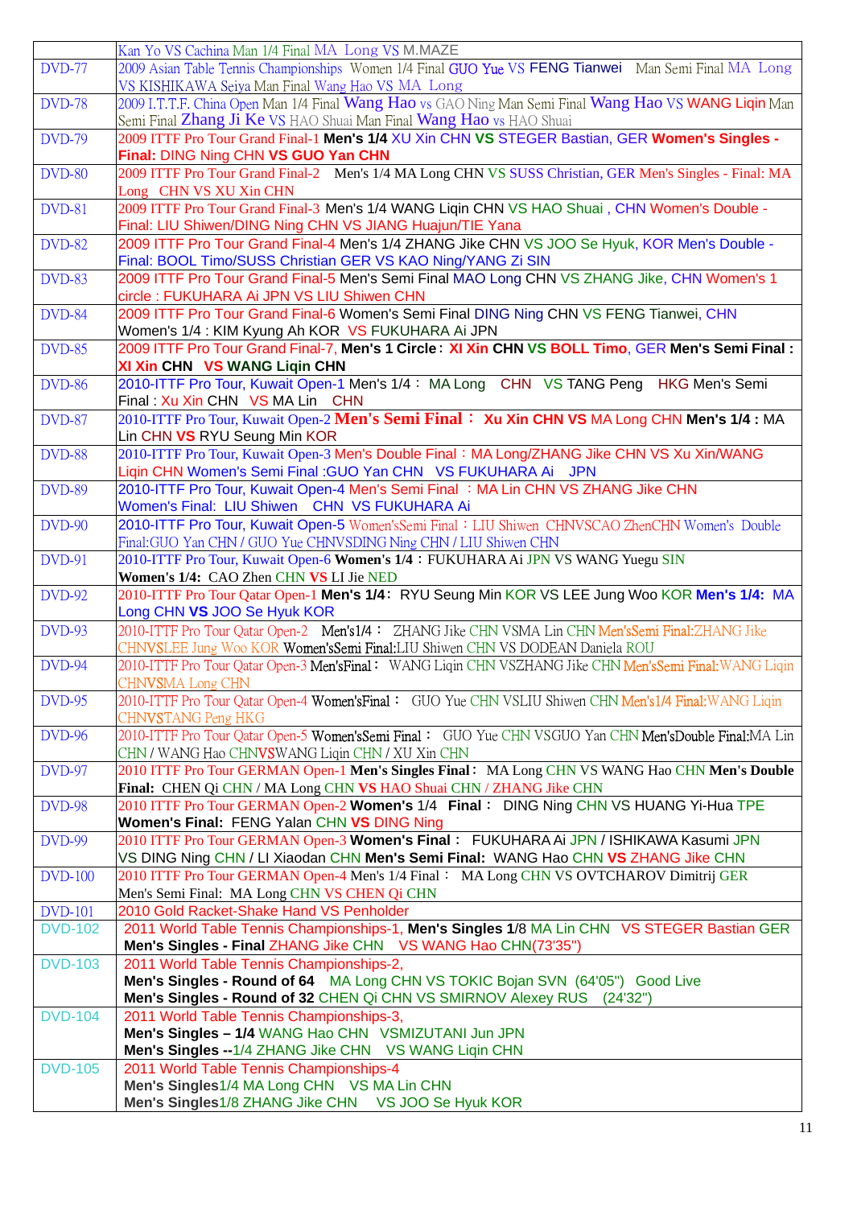|  | Kan Yo VS Cachina Man 1/4 Final MA Long VS M.MAZE |
|---|---|
| DVD-77 | 2009 Asian Table Tennis Championships Women 1/4 Final GUO Yue VS FENG Tianwei Man Semi Final MA Long VS KISHIKAWA Seiya Man Final Wang Hao VS MA Long |
| DVD-78 | 2009 I.T.T.F. China Open Man 1/4 Final Wang Hao vs GAO Ning Man Semi Final Wang Hao VS WANG Liqin Man Semi Final Zhang Ji Ke VS HAO Shuai Man Final Wang Hao vs HAO Shuai |
| DVD-79 | 2009 ITTF Pro Tour Grand Final-1 **Men's 1/4** XU Xin CHN **VS** STEGER Bastian, GER **Women's Singles - Final:** DING Ning CHN **VS GUO Yan CHN** |
| DVD-80 | 2009 ITTF Pro Tour Grand Final-2 Men's 1/4 MA Long CHN VS SUSS Christian, GER Men's Singles - Final: MA Long CHN VS XU Xin CHN |
| DVD-81 | 2009 ITTF Pro Tour Grand Final-3 Men's 1/4 WANG Liqin CHN VS HAO Shuai , CHN Women's Double - Final: LIU Shiwen/DING Ning CHN VS JIANG Huajun/TIE Yana |
| DVD-82 | 2009 ITTF Pro Tour Grand Final-4 Men's 1/4 ZHANG Jike CHN VS JOO Se Hyuk, KOR Men's Double - Final: BOOL Timo/SUSS Christian GER VS KAO Ning/YANG Zi SIN |
| DVD-83 | 2009 ITTF Pro Tour Grand Final-5 Men's Semi Final MAO Long CHN VS ZHANG Jike, CHN Women's 1 circle : FUKUHARA Ai JPN VS LIU Shiwen CHN |
| DVD-84 | 2009 ITTF Pro Tour Grand Final-6 Women's Semi Final DING Ning CHN VS FENG Tianwei, CHN Women's 1/4 : KIM Kyung Ah KOR VS FUKUHARA Ai JPN |
| DVD-85 | 2009 ITTF Pro Tour Grand Final-7, **Men's 1 Circle : XI Xin CHN VS BOLL Timo**, GER **Men's Semi Final : XI Xin CHN VS WANG Liqin CHN** |
| DVD-86 | 2010-ITTF Pro Tour, Kuwait Open-1 Men's 1/4 : MA Long CHN VS TANG Peng HKG Men's Semi Final : Xu Xin CHN VS MA Lin CHN |
| DVD-87 | 2010-ITTF Pro Tour, Kuwait Open-2 **Men's Semi Final : Xu Xin CHN VS** MA Long CHN **Men's 1/4 :** MA Lin CHN **VS** RYU Seung Min KOR |
| DVD-88 | 2010-ITTF Pro Tour, Kuwait Open-3 Men's Double Final : MA Long/ZHANG Jike CHN VS Xu Xin/WANG Liqin CHN Women's Semi Final :GUO Yan CHN VS FUKUHARA Ai JPN |
| DVD-89 | 2010-ITTF Pro Tour, Kuwait Open-4 Men's Semi Final : MA Lin CHN VS ZHANG Jike CHN Women's Final: LIU Shiwen CHN VS FUKUHARA Ai |
| DVD-90 | 2010-ITTF Pro Tour, Kuwait Open-5 Women'sSemi Final : LIU Shiwen CHNVSCAO ZhenCHN Women's Double Final:GUO Yan CHN / GUO Yue CHNVSDING Ning CHN / LIU Shiwen CHN |
| DVD-91 | 2010-ITTF Pro Tour, Kuwait Open-6 **Women's 1/4** : FUKUHARA Ai JPN VS WANG Yuegu SIN **Women's 1/4:** CAO Zhen CHN **VS** LI Jie NED |
| DVD-92 | 2010-ITTF Pro Tour Qatar Open-1 **Men's 1/4** : RYU Seung Min KOR VS LEE Jung Woo KOR **Men's 1/4:** MA Long CHN **VS** JOO Se Hyuk KOR |
| DVD-93 | 2010-ITTF Pro Tour Qatar Open-2 Men's1/4 : ZHANG Jike CHN VSMA Lin CHN Men'sSemi Final:ZHANG Jike CHNVSLEE Jung Woo KOR Women'sSemi Final:LIU Shiwen CHN VS DODEAN Daniela ROU |
| DVD-94 | 2010-ITTF Pro Tour Qatar Open-3 Men'sFinal : WANG Liqin CHN VSZHANG Jike CHN Men'sSemi Final:WANG Liqin CHNVSMA Long CHN |
| DVD-95 | 2010-ITTF Pro Tour Qatar Open-4 Women'sFinal : GUO Yue CHN VSLIU Shiwen CHN Men's1/4 Final:WANG Liqin CHNVSTANG Peng HKG |
| DVD-96 | 2010-ITTF Pro Tour Qatar Open-5 Women'sSemi Final : GUO Yue CHN VSGUO Yan CHN Men'sDouble Final:MA Lin CHN / WANG Hao CHNVSWANG Liqin CHN / XU Xin CHN |
| DVD-97 | 2010 ITTF Pro Tour GERMAN Open-1 **Men's Singles Final** : MA Long CHN VS WANG Hao CHN **Men's Double Final:** CHEN Qi CHN / MA Long CHN **VS** HAO Shuai CHN / ZHANG Jike CHN |
| DVD-98 | 2010 ITTF Pro Tour GERMAN Open-2 **Women's** 1/4 **Final** : DING Ning CHN VS HUANG Yi-Hua TPE **Women's Final:** FENG Yalan CHN **VS** DING Ning |
| DVD-99 | 2010 ITTF Pro Tour GERMAN Open-3 **Women's Final** : FUKUHARA Ai JPN / ISHIKAWA Kasumi JPN VS DING Ning CHN / LI Xiaodan CHN **Men's Semi Final:** WANG Hao CHN **VS** ZHANG Jike CHN |
| DVD-100 | 2010 ITTF Pro Tour GERMAN Open-4 Men's 1/4 Final : MA Long CHN VS OVTCHAROV Dimitrij GER Men's Semi Final: MA Long CHN VS CHEN Qi CHN |
| DVD-101 | 2010 Gold Racket-Shake Hand VS Penholder |
| DVD-102 | 2011 World Table Tennis Championships-1, **Men's Singles 1/8** MA Lin CHN VS STEGER Bastian GER **Men's Singles - Final** ZHANG Jike CHN VS WANG Hao CHN(73'35") |
| DVD-103 | 2011 World Table Tennis Championships-2, **Men's Singles - Round of 64** MA Long CHN VS TOKIC Bojan SVN (64'05") Good Live **Men's Singles - Round of 32** CHEN Qi CHN VS SMIRNOV Alexey RUS (24'32") |
| DVD-104 | 2011 World Table Tennis Championships-3, **Men's Singles – 1/4** WANG Hao CHN VSMIZUTANI Jun JPN **Men's Singles --**1/4 ZHANG Jike CHN VS WANG Liqin CHN |
| DVD-105 | 2011 World Table Tennis Championships-4 **Men's Singles**1/4 MA Long CHN VS MA Lin CHN **Men's Singles**1/8 ZHANG Jike CHN VS JOO Se Hyuk KOR |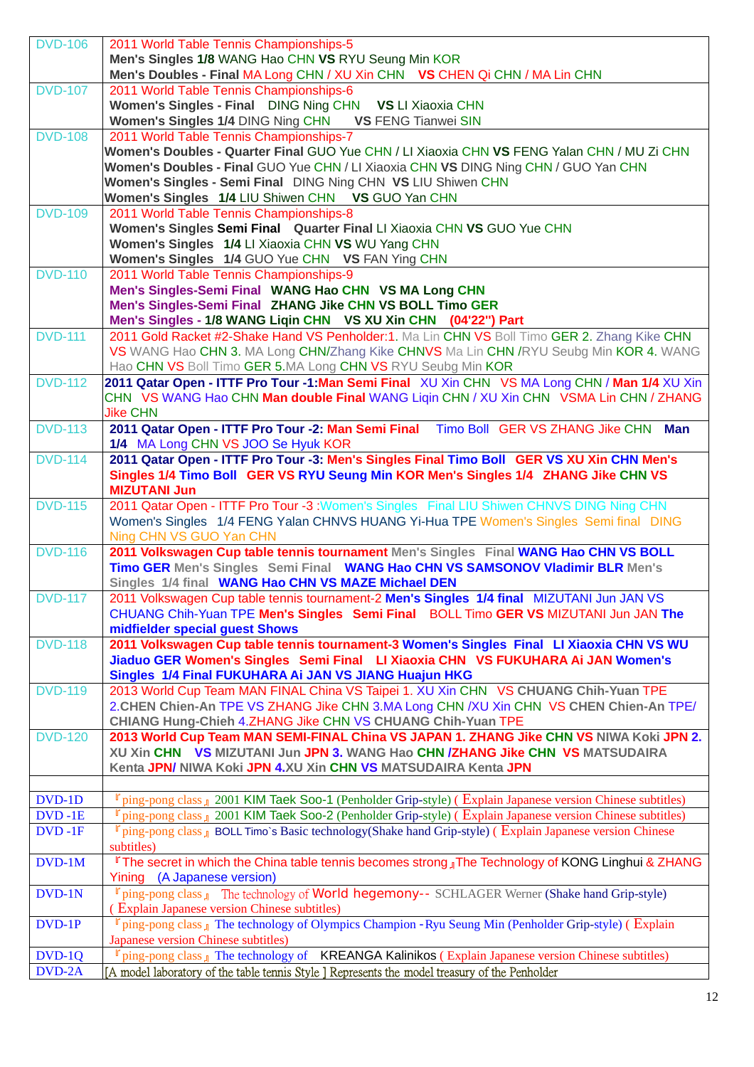| | |
|---|---|
| DVD-106 | 2011 World Table Tennis Championships-5<br>**Men's Singles 1/8** WANG Hao CHN **VS** RYU Seung Min KOR<br>**Men's Doubles - Final** MA Long CHN / XU Xin CHN **VS** CHEN Qi CHN / MA Lin CHN |
| DVD-107 | 2011 World Table Tennis Championships-6<br>**Women's Singles - Final** DING Ning CHN **VS** LI Xiaoxia CHN<br>**Women's Singles 1/4** DING Ning CHN **VS** FENG Tianwei SIN |
| DVD-108 | 2011 World Table Tennis Championships-7<br>**Women's Doubles - Quarter Final** GUO Yue CHN / LI Xiaoxia CHN **VS** FENG Yalan CHN / MU Zi CHN<br>**Women's Doubles - Final** GUO Yue CHN / LI Xiaoxia CHN **VS** DING Ning CHN / GUO Yan CHN<br>**Women's Singles - Semi Final** DING Ning CHN **VS** LIU Shiwen CHN<br>**Women's Singles 1/4** LIU Shiwen CHN **VS** GUO Yan CHN |
| DVD-109 | 2011 World Table Tennis Championships-8<br>**Women's Singles Semi Final Quarter Final** LI Xiaoxia CHN **VS** GUO Yue CHN<br>**Women's Singles 1/4** LI Xiaoxia CHN **VS** WU Yang CHN<br>**Women's Singles 1/4** GUO Yue CHN **VS** FAN Ying CHN |
| DVD-110 | 2011 World Table Tennis Championships-9<br>**Men's Singles-Semi Final WANG Hao CHN VS MA Long CHN**<br>**Men's Singles-Semi Final ZHANG Jike CHN VS BOLL Timo GER**<br>**Men's Singles - 1/8 WANG Liqin CHN VS XU Xin CHN (04'22") Part** |
| DVD-111 | 2011 Gold Racket #2-Shake Hand VS Penholder:1. Ma Lin CHN VS Boll Timo GER 2. Zhang Kike CHN VS WANG Hao CHN 3. MA Long CHN/Zhang Kike CHNVS Ma Lin CHN /RYU Seubg Min KOR 4. WANG Hao CHN VS Boll Timo GER 5.MA Long CHN VS RYU Seubg Min KOR |
| DVD-112 | **2011 Qatar Open - ITTF Pro Tour -1:Man Semi Final** XU Xin CHN VS MA Long CHN / **Man 1/4** XU Xin CHN VS WANG Hao CHN **Man double Final** WANG Liqin CHN / XU Xin CHN VSMA Lin CHN / ZHANG Jike CHN |
| DVD-113 | **2011 Qatar Open - ITTF Pro Tour -2: Man Semi Final** Timo Boll GER VS ZHANG Jike CHN **Man 1/4** MA Long CHN VS JOO Se Hyuk KOR |
| DVD-114 | **2011 Qatar Open - ITTF Pro Tour -3: Men's Singles Final Timo Boll GER VS XU Xin CHN Men's Singles 1/4 Timo Boll GER VS RYU Seung Min KOR Men's Singles 1/4 ZHANG Jike CHN VS MIZUTANI Jun** |
| DVD-115 | 2011 Qatar Open - ITTF Pro Tour -3 :Women's Singles Final LIU Shiwen CHNVS DING Ning CHN Women's Singles 1/4 FENG Yalan CHNVS HUANG Yi-Hua TPE Women's Singles Semi final DING Ning CHN VS GUO Yan CHN |
| DVD-116 | **2011 Volkswagen Cup table tennis tournament** Men's Singles Final **WANG Hao CHN VS BOLL Timo GER** Men's Singles Semi Final **WANG Hao CHN VS SAMSONOV Vladimir BLR** Men's Singles 1/4 final **WANG Hao CHN VS MAZE Michael DEN** |
| DVD-117 | 2011 Volkswagen Cup table tennis tournament-2 **Men's Singles 1/4 final** MIZUTANI Jun JAN VS CHUANG Chih-Yuan TPE **Men's Singles Semi Final** BOLL Timo **GER VS** MIZUTANI Jun JAN **The midfielder special guest Shows** |
| DVD-118 | **2011 Volkswagen Cup table tennis tournament-3 Women's Singles Final LI Xiaoxia CHN VS WU Jiaduo GER Women's Singles Semi Final LI Xiaoxia CHN VS FUKUHARA Ai JAN Women's Singles 1/4 Final FUKUHARA Ai JAN VS JIANG Huajun HKG** |
| DVD-119 | 2013 World Cup Team MAN FINAL China VS Taipei 1. XU Xin CHN VS **CHUANG Chih-Yuan** TPE 2.**CHEN Chien-An** TPE VS ZHANG Jike CHN 3.MA Long CHN /XU Xin CHN VS **CHEN Chien-An** TPE/ **CHIANG Hung-Chieh** 4.ZHANG Jike CHN VS **CHUANG Chih-Yuan** TPE |
| DVD-120 | **2013 World Cup Team MAN SEMI-FINAL China VS JAPAN 1. ZHANG Jike CHN VS NIWA Koki JPN 2. XU Xin CHN VS MIZUTANI Jun JPN 3. WANG Hao CHN /ZHANG Jike CHN VS MATSUDAIRA Kenta JPN/ NIWA Koki JPN 4.XU Xin CHN VS MATSUDAIRA Kenta JPN** |
| | |
| DVD-1D | 『ping-pong class』 2001 KIM Taek Soo-1 (Penholder Grip-style) ( Explain Japanese version Chinese subtitles) |
| DVD -1E | 『ping-pong class』 2001 KIM Taek Soo-2 (Penholder Grip-style) ( Explain Japanese version Chinese subtitles) |
| DVD -1F | 『ping-pong class』 BOLL Timo`s Basic technology(Shake hand Grip-style) ( Explain Japanese version Chinese subtitles) |
| DVD-1M | 『The secret in which the China table tennis becomes strong』The Technology of KONG Linghui & ZHANG Yining (A Japanese version) |
| DVD-1N | 『ping-pong class』 The technology of World hegemony-- SCHLAGER Werner (Shake hand Grip-style) ( Explain Japanese version Chinese subtitles) |
| DVD-1P | 『ping-pong class』 The technology of Olympics Champion -Ryu Seung Min (Penholder Grip-style) ( Explain Japanese version Chinese subtitles) |
| DVD-1Q | 『ping-pong class』 The technology of KREANGA Kalinikos ( Explain Japanese version Chinese subtitles) |
| DVD-2A | [A model laboratory of the table tennis Style ] Represents the model treasury of the Penholder |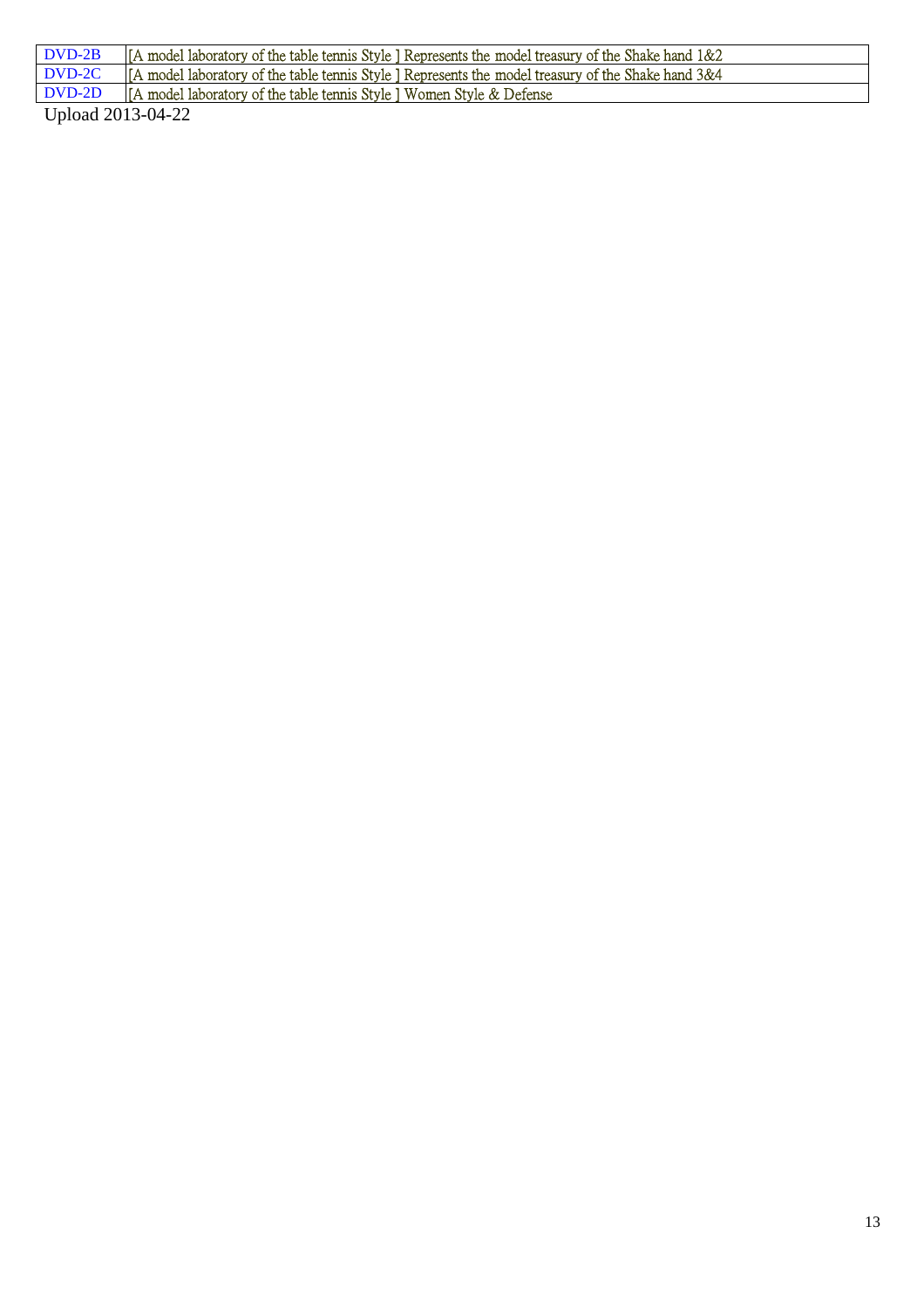| | |
|---|---|
| DVD-2B | [A model laboratory of the table tennis Style ] Represents the model treasury of the Shake hand 1&2 |
| DVD-2C | [A model laboratory of the table tennis Style ] Represents the model treasury of the Shake hand 3&4 |
| DVD-2D | [A model laboratory of the table tennis Style ] Women Style & Defense |

Upload 2013-04-22